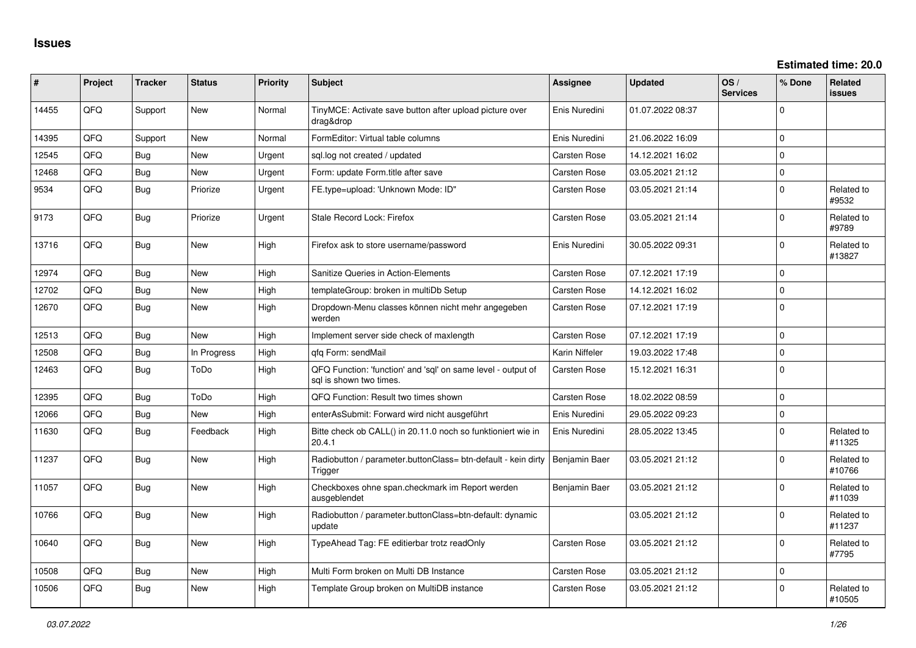# Issues

**Estimated time: 20.0**

| # | Project | Tracker | Status | Priority | Subject | Assignee | Updated | OS / Services | % Done | Related issues |
|---|---|---|---|---|---|---|---|---|---|---|
| 14455 | QFQ | Support | New | Normal | TinyMCE: Activate save button after upload picture over drag&drop | Enis Nuredini | 01.07.2022 08:37 | | 0 | |
| 14395 | QFQ | Support | New | Normal | FormEditor: Virtual table columns | Enis Nuredini | 21.06.2022 16:09 | | 0 | |
| 12545 | QFQ | Bug | New | Urgent | sql.log not created / updated | Carsten Rose | 14.12.2021 16:02 | | 0 | |
| 12468 | QFQ | Bug | New | Urgent | Form: update Form.title after save | Carsten Rose | 03.05.2021 21:12 | | 0 | |
| 9534 | QFQ | Bug | Priorize | Urgent | FE.type=upload: 'Unknown Mode: ID" | Carsten Rose | 03.05.2021 21:14 | | 0 | Related to #9532 |
| 9173 | QFQ | Bug | Priorize | Urgent | Stale Record Lock: Firefox | Carsten Rose | 03.05.2021 21:14 | | 0 | Related to #9789 |
| 13716 | QFQ | Bug | New | High | Firefox ask to store username/password | Enis Nuredini | 30.05.2022 09:31 | | 0 | Related to #13827 |
| 12974 | QFQ | Bug | New | High | Sanitize Queries in Action-Elements | Carsten Rose | 07.12.2021 17:19 | | 0 | |
| 12702 | QFQ | Bug | New | High | templateGroup: broken in multiDb Setup | Carsten Rose | 14.12.2021 16:02 | | 0 | |
| 12670 | QFQ | Bug | New | High | Dropdown-Menu classes können nicht mehr angegeben werden | Carsten Rose | 07.12.2021 17:19 | | 0 | |
| 12513 | QFQ | Bug | New | High | Implement server side check of maxlength | Carsten Rose | 07.12.2021 17:19 | | 0 | |
| 12508 | QFQ | Bug | In Progress | High | qfq Form: sendMail | Karin Niffeler | 19.03.2022 17:48 | | 0 | |
| 12463 | QFQ | Bug | ToDo | High | QFQ Function: 'function' and 'sql' on same level - output of sql is shown two times. | Carsten Rose | 15.12.2021 16:31 | | 0 | |
| 12395 | QFQ | Bug | ToDo | High | QFQ Function: Result two times shown | Carsten Rose | 18.02.2022 08:59 | | 0 | |
| 12066 | QFQ | Bug | New | High | enterAsSubmit: Forward wird nicht ausgeführt | Enis Nuredini | 29.05.2022 09:23 | | 0 | |
| 11630 | QFQ | Bug | Feedback | High | Bitte check ob CALL() in 20.11.0 noch so funktioniert wie in 20.4.1 | Enis Nuredini | 28.05.2022 13:45 | | 0 | Related to #11325 |
| 11237 | QFQ | Bug | New | High | Radiobutton / parameter.buttonClass= btn-default - kein dirty Trigger | Benjamin Baer | 03.05.2021 21:12 | | 0 | Related to #10766 |
| 11057 | QFQ | Bug | New | High | Checkboxes ohne span.checkmark im Report werden ausgeblendet | Benjamin Baer | 03.05.2021 21:12 | | 0 | Related to #11039 |
| 10766 | QFQ | Bug | New | High | Radiobutton / parameter.buttonClass=btn-default: dynamic update | | 03.05.2021 21:12 | | 0 | Related to #11237 |
| 10640 | QFQ | Bug | New | High | TypeAhead Tag: FE editierbar trotz readOnly | Carsten Rose | 03.05.2021 21:12 | | 0 | Related to #7795 |
| 10508 | QFQ | Bug | New | High | Multi Form broken on Multi DB Instance | Carsten Rose | 03.05.2021 21:12 | | 0 | |
| 10506 | QFQ | Bug | New | High | Template Group broken on MultiDB instance | Carsten Rose | 03.05.2021 21:12 | | 0 | Related to #10505 |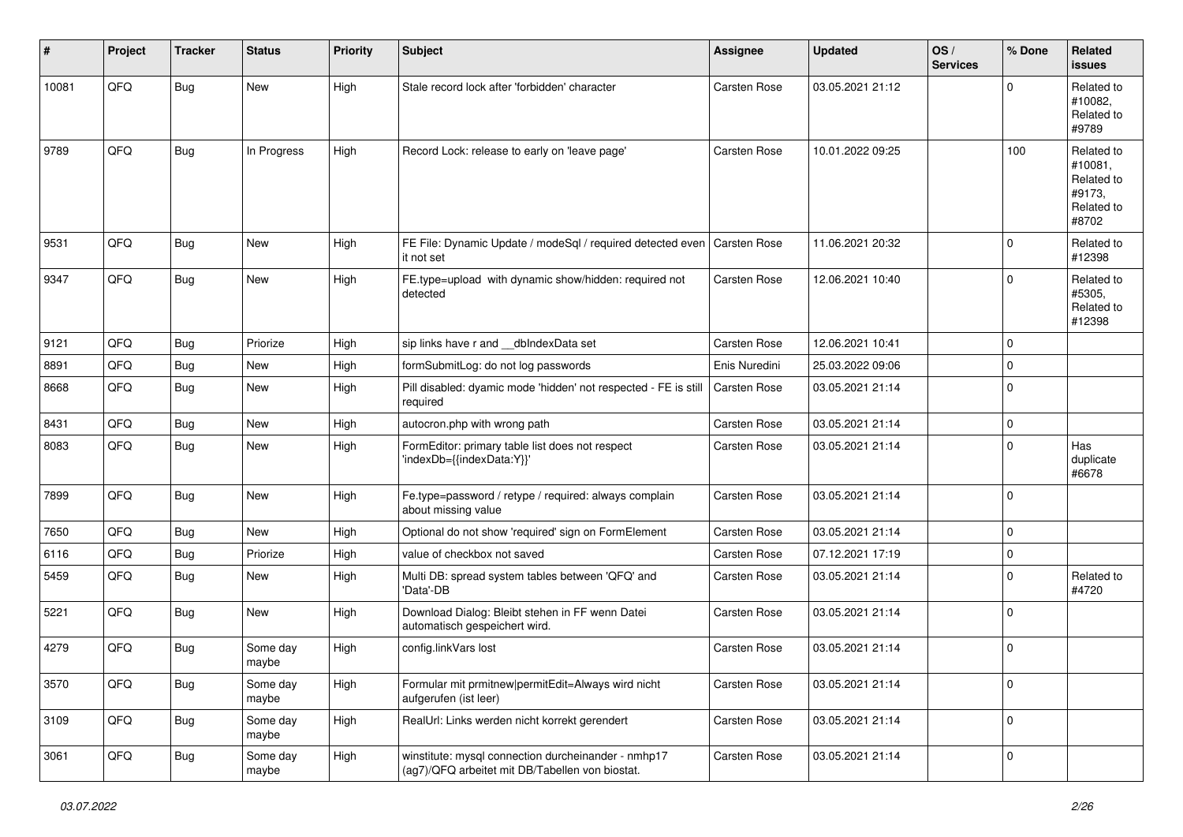| # | Project | Tracker | Status | Priority | Subject | Assignee | Updated | OS / Services | % Done | Related issues |
|---|---|---|---|---|---|---|---|---|---|---|
| 10081 | QFQ | Bug | New | High | Stale record lock after 'forbidden' character | Carsten Rose | 03.05.2021 21:12 | | 0 | Related to #10082, Related to #9789 |
| 9789 | QFQ | Bug | In Progress | High | Record Lock: release to early on 'leave page' | Carsten Rose | 10.01.2022 09:25 | | 100 | Related to #10081, Related to #9173, Related to #8702 |
| 9531 | QFQ | Bug | New | High | FE File: Dynamic Update / modeSql / required detected even it not set | Carsten Rose | 11.06.2021 20:32 | | 0 | Related to #12398 |
| 9347 | QFQ | Bug | New | High | FE.type=upload with dynamic show/hidden: required not detected | Carsten Rose | 12.06.2021 10:40 | | 0 | Related to #5305, Related to #12398 |
| 9121 | QFQ | Bug | Priorize | High | sip links have r and __dbIndexData set | Carsten Rose | 12.06.2021 10:41 | | 0 | |
| 8891 | QFQ | Bug | New | High | formSubmitLog: do not log passwords | Enis Nuredini | 25.03.2022 09:06 | | 0 | |
| 8668 | QFQ | Bug | New | High | Pill disabled: dyamic mode 'hidden' not respected - FE is still required | Carsten Rose | 03.05.2021 21:14 | | 0 | |
| 8431 | QFQ | Bug | New | High | autocron.php with wrong path | Carsten Rose | 03.05.2021 21:14 | | 0 | |
| 8083 | QFQ | Bug | New | High | FormEditor: primary table list does not respect 'indexDb={{indexData:Y}}' | Carsten Rose | 03.05.2021 21:14 | | 0 | Has duplicate #6678 |
| 7899 | QFQ | Bug | New | High | Fe.type=password / retype / required: always complain about missing value | Carsten Rose | 03.05.2021 21:14 | | 0 | |
| 7650 | QFQ | Bug | New | High | Optional do not show 'required' sign on FormElement | Carsten Rose | 03.05.2021 21:14 | | 0 | |
| 6116 | QFQ | Bug | Priorize | High | value of checkbox not saved | Carsten Rose | 07.12.2021 17:19 | | 0 | |
| 5459 | QFQ | Bug | New | High | Multi DB: spread system tables between 'QFQ' and 'Data'-DB | Carsten Rose | 03.05.2021 21:14 | | 0 | Related to #4720 |
| 5221 | QFQ | Bug | New | High | Download Dialog: Bleibt stehen in FF wenn Datei automatisch gespeichert wird. | Carsten Rose | 03.05.2021 21:14 | | 0 | |
| 4279 | QFQ | Bug | Some day maybe | High | config.linkVars lost | Carsten Rose | 03.05.2021 21:14 | | 0 | |
| 3570 | QFQ | Bug | Some day maybe | High | Formular mit prmitnew\|permitEdit=Always wird nicht aufgerufen (ist leer) | Carsten Rose | 03.05.2021 21:14 | | 0 | |
| 3109 | QFQ | Bug | Some day maybe | High | RealUrl: Links werden nicht korrekt gerendert | Carsten Rose | 03.05.2021 21:14 | | 0 | |
| 3061 | QFQ | Bug | Some day maybe | High | winstitute: mysql connection durcheinander - nmhp17 (ag7)/QFQ arbeitet mit DB/Tabellen von biostat. | Carsten Rose | 03.05.2021 21:14 | | 0 | |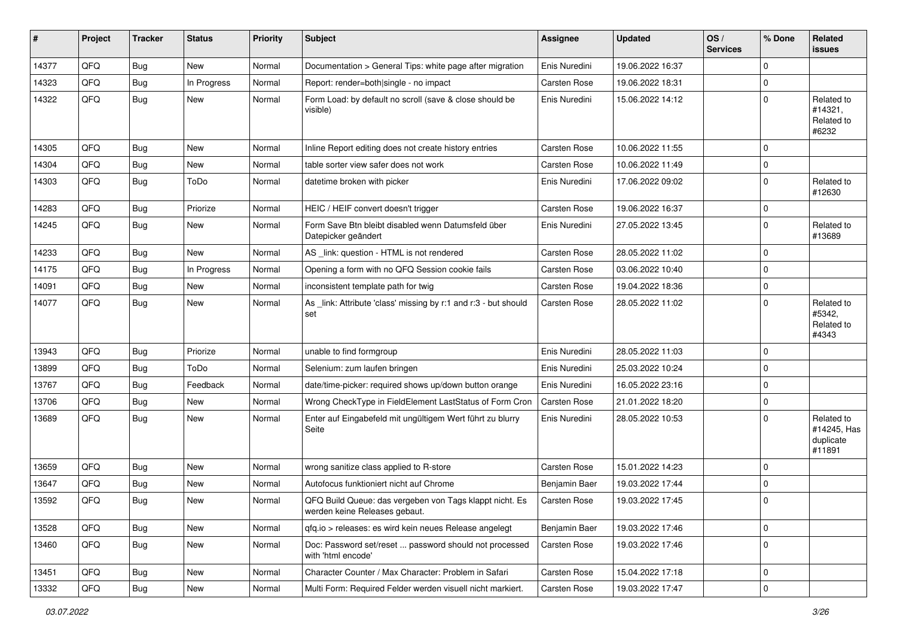| # | Project | Tracker | Status | Priority | Subject | Assignee | Updated | OS / Services | % Done | Related issues |
|---|---|---|---|---|---|---|---|---|---|---|
| 14377 | QFQ | Bug | New | Normal | Documentation > General Tips: white page after migration | Enis Nuredini | 19.06.2022 16:37 | | 0 | |
| 14323 | QFQ | Bug | In Progress | Normal | Report: render=both\|single - no impact | Carsten Rose | 19.06.2022 18:31 | | 0 | |
| 14322 | QFQ | Bug | New | Normal | Form Load: by default no scroll (save & close should be visible) | Enis Nuredini | 15.06.2022 14:12 | | 0 | Related to #14321, Related to #6232 |
| 14305 | QFQ | Bug | New | Normal | Inline Report editing does not create history entries | Carsten Rose | 10.06.2022 11:55 | | 0 | |
| 14304 | QFQ | Bug | New | Normal | table sorter view safer does not work | Carsten Rose | 10.06.2022 11:49 | | 0 | |
| 14303 | QFQ | Bug | ToDo | Normal | datetime broken with picker | Enis Nuredini | 17.06.2022 09:02 | | 0 | Related to #12630 |
| 14283 | QFQ | Bug | Priorize | Normal | HEIC / HEIF convert doesn't trigger | Carsten Rose | 19.06.2022 16:37 | | 0 | |
| 14245 | QFQ | Bug | New | Normal | Form Save Btn bleibt disabled wenn Datumsfeld über Datepicker geändert | Enis Nuredini | 27.05.2022 13:45 | | 0 | Related to #13689 |
| 14233 | QFQ | Bug | New | Normal | AS _link: question - HTML is not rendered | Carsten Rose | 28.05.2022 11:02 | | 0 | |
| 14175 | QFQ | Bug | In Progress | Normal | Opening a form with no QFQ Session cookie fails | Carsten Rose | 03.06.2022 10:40 | | 0 | |
| 14091 | QFQ | Bug | New | Normal | inconsistent template path for twig | Carsten Rose | 19.04.2022 18:36 | | 0 | |
| 14077 | QFQ | Bug | New | Normal | As _link: Attribute 'class' missing by r:1 and r:3 - but should set | Carsten Rose | 28.05.2022 11:02 | | 0 | Related to #5342, Related to #4343 |
| 13943 | QFQ | Bug | Priorize | Normal | unable to find formgroup | Enis Nuredini | 28.05.2022 11:03 | | 0 | |
| 13899 | QFQ | Bug | ToDo | Normal | Selenium: zum laufen bringen | Enis Nuredini | 25.03.2022 10:24 | | 0 | |
| 13767 | QFQ | Bug | Feedback | Normal | date/time-picker: required shows up/down button orange | Enis Nuredini | 16.05.2022 23:16 | | 0 | |
| 13706 | QFQ | Bug | New | Normal | Wrong CheckType in FieldElement LastStatus of Form Cron | Carsten Rose | 21.01.2022 18:20 | | 0 | |
| 13689 | QFQ | Bug | New | Normal | Enter auf Eingabefeld mit ungültigem Wert führt zu blurry Seite | Enis Nuredini | 28.05.2022 10:53 | | 0 | Related to #14245, Has duplicate #11891 |
| 13659 | QFQ | Bug | New | Normal | wrong sanitize class applied to R-store | Carsten Rose | 15.01.2022 14:23 | | 0 | |
| 13647 | QFQ | Bug | New | Normal | Autofocus funktioniert nicht auf Chrome | Benjamin Baer | 19.03.2022 17:44 | | 0 | |
| 13592 | QFQ | Bug | New | Normal | QFQ Build Queue: das vergeben von Tags klappt nicht. Es werden keine Releases gebaut. | Carsten Rose | 19.03.2022 17:45 | | 0 | |
| 13528 | QFQ | Bug | New | Normal | qfq.io > releases: es wird kein neues Release angelegt | Benjamin Baer | 19.03.2022 17:46 | | 0 | |
| 13460 | QFQ | Bug | New | Normal | Doc: Password set/reset ... password should not processed with 'html encode' | Carsten Rose | 19.03.2022 17:46 | | 0 | |
| 13451 | QFQ | Bug | New | Normal | Character Counter / Max Character: Problem in Safari | Carsten Rose | 15.04.2022 17:18 | | 0 | |
| 13332 | QFQ | Bug | New | Normal | Multi Form: Required Felder werden visuell nicht markiert. | Carsten Rose | 19.03.2022 17:47 | | 0 | |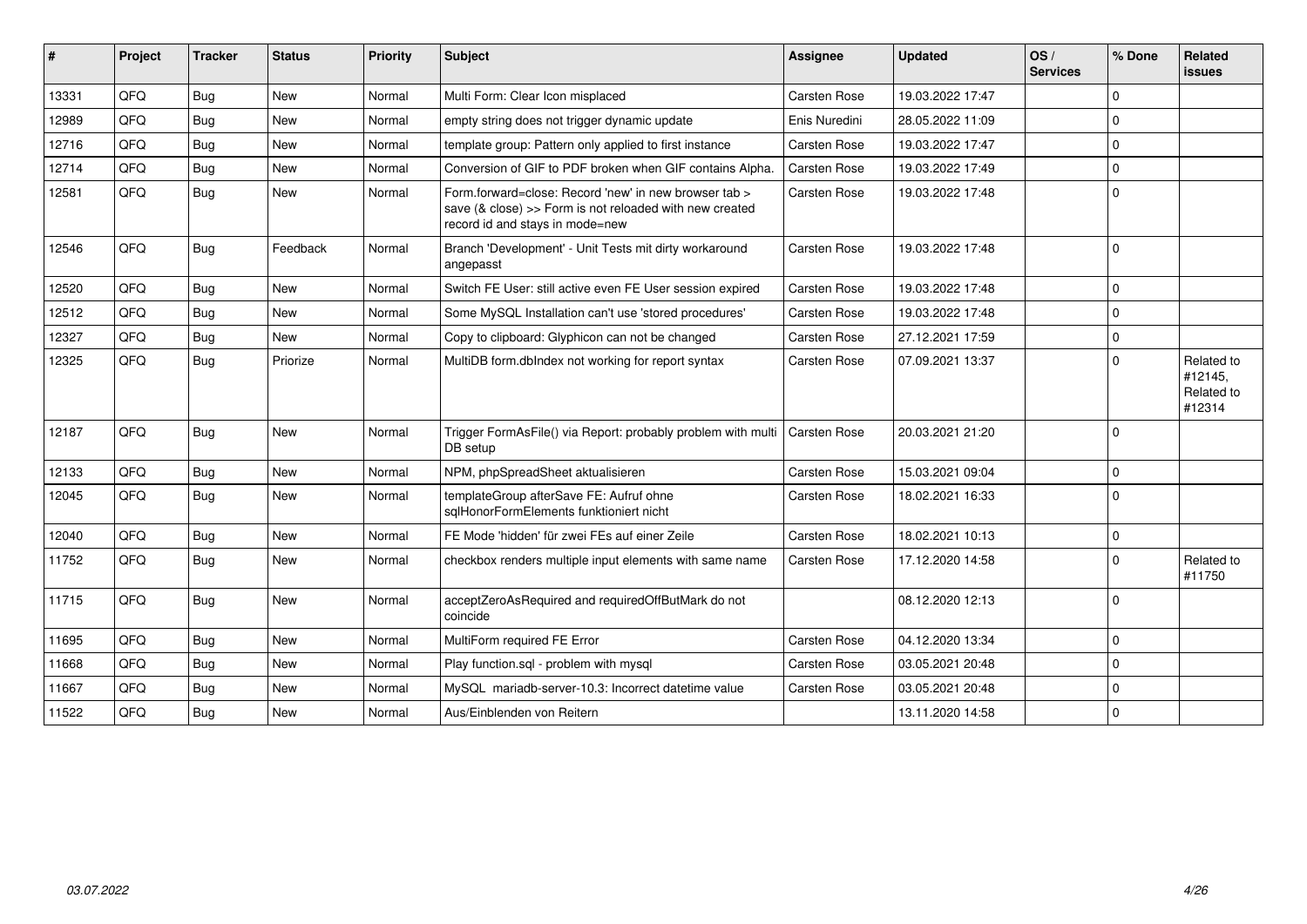| # | Project | Tracker | Status | Priority | Subject | Assignee | Updated | OS / Services | % Done | Related issues |
|---|---|---|---|---|---|---|---|---|---|---|
| 13331 | QFQ | Bug | New | Normal | Multi Form: Clear Icon misplaced | Carsten Rose | 19.03.2022 17:47 | | 0 | |
| 12989 | QFQ | Bug | New | Normal | empty string does not trigger dynamic update | Enis Nuredini | 28.05.2022 11:09 | | 0 | |
| 12716 | QFQ | Bug | New | Normal | template group: Pattern only applied to first instance | Carsten Rose | 19.03.2022 17:47 | | 0 | |
| 12714 | QFQ | Bug | New | Normal | Conversion of GIF to PDF broken when GIF contains Alpha. | Carsten Rose | 19.03.2022 17:49 | | 0 | |
| 12581 | QFQ | Bug | New | Normal | Form.forward=close: Record 'new' in new browser tab > save (& close) >> Form is not reloaded with new created record id and stays in mode=new | Carsten Rose | 19.03.2022 17:48 | | 0 | |
| 12546 | QFQ | Bug | Feedback | Normal | Branch 'Development' - Unit Tests mit dirty workaround angepasst | Carsten Rose | 19.03.2022 17:48 | | 0 | |
| 12520 | QFQ | Bug | New | Normal | Switch FE User: still active even FE User session expired | Carsten Rose | 19.03.2022 17:48 | | 0 | |
| 12512 | QFQ | Bug | New | Normal | Some MySQL Installation can't use 'stored procedures' | Carsten Rose | 19.03.2022 17:48 | | 0 | |
| 12327 | QFQ | Bug | New | Normal | Copy to clipboard: Glyphicon can not be changed | Carsten Rose | 27.12.2021 17:59 | | 0 | |
| 12325 | QFQ | Bug | Priorize | Normal | MultiDB form.dbIndex not working for report syntax | Carsten Rose | 07.09.2021 13:37 | | 0 | Related to #12145, Related to #12314 |
| 12187 | QFQ | Bug | New | Normal | Trigger FormAsFile() via Report: probably problem with multi DB setup | Carsten Rose | 20.03.2021 21:20 | | 0 | |
| 12133 | QFQ | Bug | New | Normal | NPM, phpSpreadSheet aktualisieren | Carsten Rose | 15.03.2021 09:04 | | 0 | |
| 12045 | QFQ | Bug | New | Normal | templateGroup afterSave FE: Aufruf ohne sqlHonorFormElements funktioniert nicht | Carsten Rose | 18.02.2021 16:33 | | 0 | |
| 12040 | QFQ | Bug | New | Normal | FE Mode 'hidden' für zwei FEs auf einer Zeile | Carsten Rose | 18.02.2021 10:13 | | 0 | |
| 11752 | QFQ | Bug | New | Normal | checkbox renders multiple input elements with same name | Carsten Rose | 17.12.2020 14:58 | | 0 | Related to #11750 |
| 11715 | QFQ | Bug | New | Normal | acceptZeroAsRequired and requiredOffButMark do not coincide | | 08.12.2020 12:13 | | 0 | |
| 11695 | QFQ | Bug | New | Normal | MultiForm required FE Error | Carsten Rose | 04.12.2020 13:34 | | 0 | |
| 11668 | QFQ | Bug | New | Normal | Play function.sql - problem with mysql | Carsten Rose | 03.05.2021 20:48 | | 0 | |
| 11667 | QFQ | Bug | New | Normal | MySQL mariadb-server-10.3: Incorrect datetime value | Carsten Rose | 03.05.2021 20:48 | | 0 | |
| 11522 | QFQ | Bug | New | Normal | Aus/Einblenden von Reitern | | 13.11.2020 14:58 | | 0 | |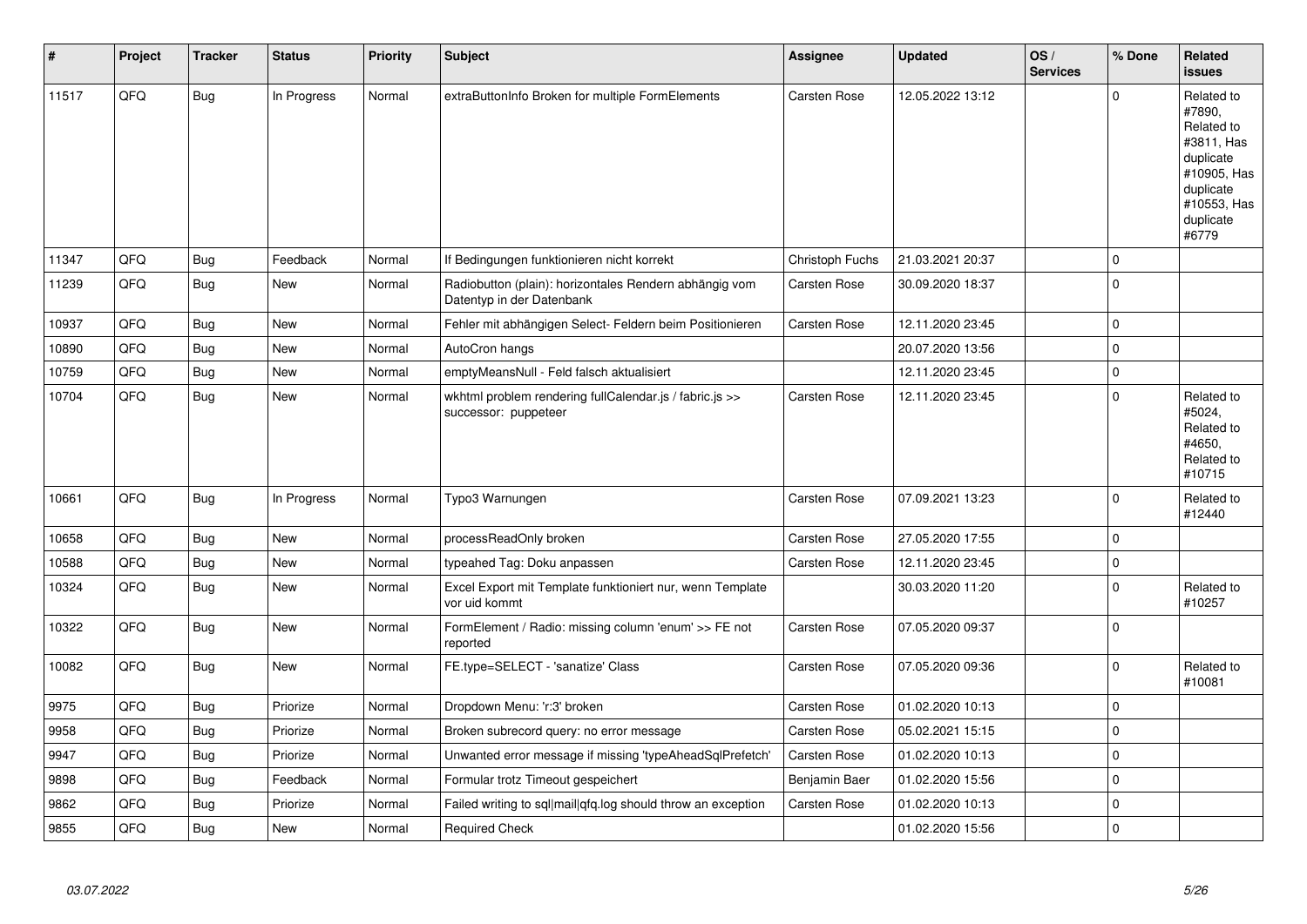| # | Project | Tracker | Status | Priority | Subject | Assignee | Updated | OS / Services | % Done | Related issues |
|---|---|---|---|---|---|---|---|---|---|---|
| 11517 | QFQ | Bug | In Progress | Normal | extraButtonInfo Broken for multiple FormElements | Carsten Rose | 12.05.2022 13:12 | | 0 | Related to #7890, Related to #3811, Has duplicate #10905, Has duplicate #10553, Has duplicate #6779 |
| 11347 | QFQ | Bug | Feedback | Normal | If Bedingungen funktionieren nicht korrekt | Christoph Fuchs | 21.03.2021 20:37 | | 0 | |
| 11239 | QFQ | Bug | New | Normal | Radiobutton (plain): horizontales Rendern abhängig vom Datentyp in der Datenbank | Carsten Rose | 30.09.2020 18:37 | | 0 | |
| 10937 | QFQ | Bug | New | Normal | Fehler mit abhängigen Select- Feldern beim Positionieren | Carsten Rose | 12.11.2020 23:45 | | 0 | |
| 10890 | QFQ | Bug | New | Normal | AutoCron hangs | | 20.07.2020 13:56 | | 0 | |
| 10759 | QFQ | Bug | New | Normal | emptyMeansNull - Feld falsch aktualisiert | | 12.11.2020 23:45 | | 0 | |
| 10704 | QFQ | Bug | New | Normal | wkhtml problem rendering fullCalendar.js / fabric.js >> successor: puppeteer | Carsten Rose | 12.11.2020 23:45 | | 0 | Related to #5024, Related to #4650, Related to #10715 |
| 10661 | QFQ | Bug | In Progress | Normal | Typo3 Warnungen | Carsten Rose | 07.09.2021 13:23 | | 0 | Related to #12440 |
| 10658 | QFQ | Bug | New | Normal | processReadOnly broken | Carsten Rose | 27.05.2020 17:55 | | 0 | |
| 10588 | QFQ | Bug | New | Normal | typeahed Tag: Doku anpassen | Carsten Rose | 12.11.2020 23:45 | | 0 | |
| 10324 | QFQ | Bug | New | Normal | Excel Export mit Template funktioniert nur, wenn Template vor uid kommt | | 30.03.2020 11:20 | | 0 | Related to #10257 |
| 10322 | QFQ | Bug | New | Normal | FormElement / Radio: missing column 'enum' >> FE not reported | Carsten Rose | 07.05.2020 09:37 | | 0 | |
| 10082 | QFQ | Bug | New | Normal | FE.type=SELECT - 'sanatize' Class | Carsten Rose | 07.05.2020 09:36 | | 0 | Related to #10081 |
| 9975 | QFQ | Bug | Priorize | Normal | Dropdown Menu: 'r:3' broken | Carsten Rose | 01.02.2020 10:13 | | 0 | |
| 9958 | QFQ | Bug | Priorize | Normal | Broken subrecord query: no error message | Carsten Rose | 05.02.2021 15:15 | | 0 | |
| 9947 | QFQ | Bug | Priorize | Normal | Unwanted error message if missing 'typeAheadSqlPrefetch' | Carsten Rose | 01.02.2020 10:13 | | 0 | |
| 9898 | QFQ | Bug | Feedback | Normal | Formular trotz Timeout gespeichert | Benjamin Baer | 01.02.2020 15:56 | | 0 | |
| 9862 | QFQ | Bug | Priorize | Normal | Failed writing to sql\|mail\|qfq.log should throw an exception | Carsten Rose | 01.02.2020 10:13 | | 0 | |
| 9855 | QFQ | Bug | New | Normal | Required Check | | 01.02.2020 15:56 | | 0 | |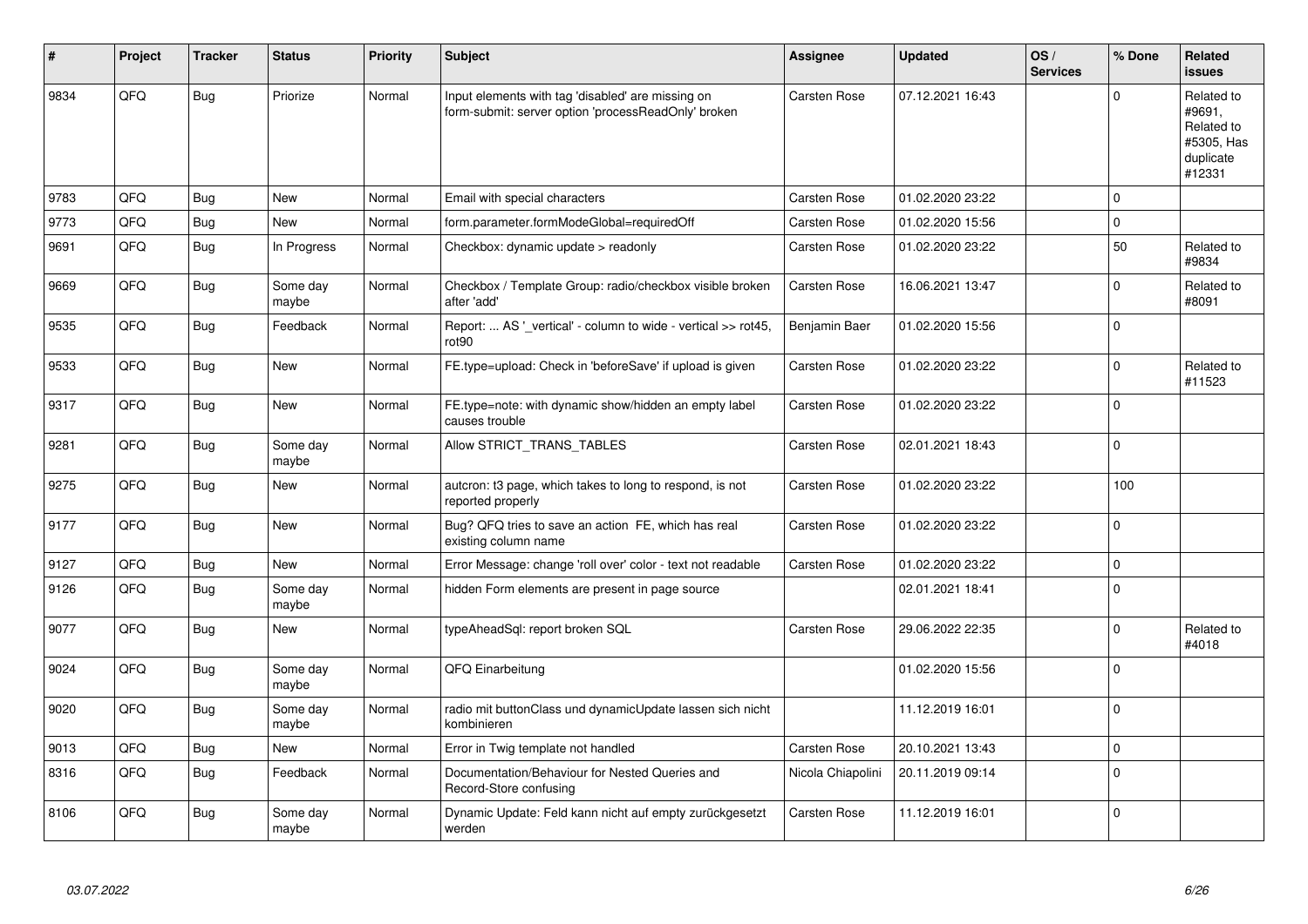| # | Project | Tracker | Status | Priority | Subject | Assignee | Updated | OS / Services | % Done | Related issues |
|---|---|---|---|---|---|---|---|---|---|---|
| 9834 | QFQ | Bug | Priorize | Normal | Input elements with tag 'disabled' are missing on form-submit: server option 'processReadOnly' broken | Carsten Rose | 07.12.2021 16:43 | | 0 | Related to #9691, Related to #5305, Has duplicate #12331 |
| 9783 | QFQ | Bug | New | Normal | Email with special characters | Carsten Rose | 01.02.2020 23:22 | | 0 | |
| 9773 | QFQ | Bug | New | Normal | form.parameter.formModeGlobal=requiredOff | Carsten Rose | 01.02.2020 15:56 | | 0 | |
| 9691 | QFQ | Bug | In Progress | Normal | Checkbox: dynamic update > readonly | Carsten Rose | 01.02.2020 23:22 | | 50 | Related to #9834 |
| 9669 | QFQ | Bug | Some day maybe | Normal | Checkbox / Template Group: radio/checkbox visible broken after 'add' | Carsten Rose | 16.06.2021 13:47 | | 0 | Related to #8091 |
| 9535 | QFQ | Bug | Feedback | Normal | Report: ... AS '_vertical' - column to wide - vertical >> rot45, rot90 | Benjamin Baer | 01.02.2020 15:56 | | 0 | |
| 9533 | QFQ | Bug | New | Normal | FE.type=upload: Check in 'beforeSave' if upload is given | Carsten Rose | 01.02.2020 23:22 | | 0 | Related to #11523 |
| 9317 | QFQ | Bug | New | Normal | FE.type=note: with dynamic show/hidden an empty label causes trouble | Carsten Rose | 01.02.2020 23:22 | | 0 | |
| 9281 | QFQ | Bug | Some day maybe | Normal | Allow STRICT_TRANS_TABLES | Carsten Rose | 02.01.2021 18:43 | | 0 | |
| 9275 | QFQ | Bug | New | Normal | autcron: t3 page, which takes to long to respond, is not reported properly | Carsten Rose | 01.02.2020 23:22 | | 100 | |
| 9177 | QFQ | Bug | New | Normal | Bug? QFQ tries to save an action FE, which has real existing column name | Carsten Rose | 01.02.2020 23:22 | | 0 | |
| 9127 | QFQ | Bug | New | Normal | Error Message: change 'roll over' color - text not readable | Carsten Rose | 01.02.2020 23:22 | | 0 | |
| 9126 | QFQ | Bug | Some day maybe | Normal | hidden Form elements are present in page source | | 02.01.2021 18:41 | | 0 | |
| 9077 | QFQ | Bug | New | Normal | typeAheadSql: report broken SQL | Carsten Rose | 29.06.2022 22:35 | | 0 | Related to #4018 |
| 9024 | QFQ | Bug | Some day maybe | Normal | QFQ Einarbeitung | | 01.02.2020 15:56 | | 0 | |
| 9020 | QFQ | Bug | Some day maybe | Normal | radio mit buttonClass und dynamicUpdate lassen sich nicht kombinieren | | 11.12.2019 16:01 | | 0 | |
| 9013 | QFQ | Bug | New | Normal | Error in Twig template not handled | Carsten Rose | 20.10.2021 13:43 | | 0 | |
| 8316 | QFQ | Bug | Feedback | Normal | Documentation/Behaviour for Nested Queries and Record-Store confusing | Nicola Chiapolini | 20.11.2019 09:14 | | 0 | |
| 8106 | QFQ | Bug | Some day maybe | Normal | Dynamic Update: Feld kann nicht auf empty zurückgesetzt werden | Carsten Rose | 11.12.2019 16:01 | | 0 | |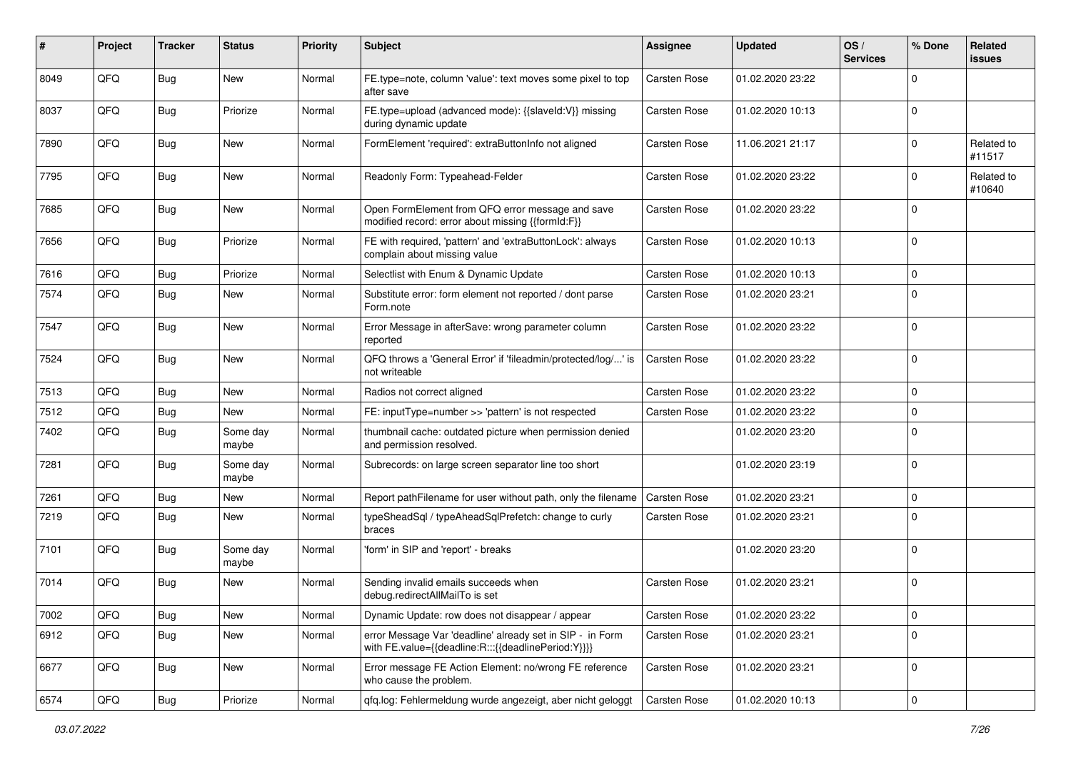| # | Project | Tracker | Status | Priority | Subject | Assignee | Updated | OS / Services | % Done | Related issues |
|---|---|---|---|---|---|---|---|---|---|---|
| 8049 | QFQ | Bug | New | Normal | FE.type=note, column 'value': text moves some pixel to top after save | Carsten Rose | 01.02.2020 23:22 | | 0 | |
| 8037 | QFQ | Bug | Priorize | Normal | FE.type=upload (advanced mode): {{slaveId:V}} missing during dynamic update | Carsten Rose | 01.02.2020 10:13 | | 0 | |
| 7890 | QFQ | Bug | New | Normal | FormElement 'required': extraButtonInfo not aligned | Carsten Rose | 11.06.2021 21:17 | | 0 | Related to #11517 |
| 7795 | QFQ | Bug | New | Normal | Readonly Form: Typeahead-Felder | Carsten Rose | 01.02.2020 23:22 | | 0 | Related to #10640 |
| 7685 | QFQ | Bug | New | Normal | Open FormElement from QFQ error message and save modified record: error about missing {{formId:F}} | Carsten Rose | 01.02.2020 23:22 | | 0 | |
| 7656 | QFQ | Bug | Priorize | Normal | FE with required, 'pattern' and 'extraButtonLock': always complain about missing value | Carsten Rose | 01.02.2020 10:13 | | 0 | |
| 7616 | QFQ | Bug | Priorize | Normal | Selectlist with Enum & Dynamic Update | Carsten Rose | 01.02.2020 10:13 | | 0 | |
| 7574 | QFQ | Bug | New | Normal | Substitute error: form element not reported / dont parse Form.note | Carsten Rose | 01.02.2020 23:21 | | 0 | |
| 7547 | QFQ | Bug | New | Normal | Error Message in afterSave: wrong parameter column reported | Carsten Rose | 01.02.2020 23:22 | | 0 | |
| 7524 | QFQ | Bug | New | Normal | QFQ throws a 'General Error' if 'fileadmin/protected/log/...' is not writeable | Carsten Rose | 01.02.2020 23:22 | | 0 | |
| 7513 | QFQ | Bug | New | Normal | Radios not correct aligned | Carsten Rose | 01.02.2020 23:22 | | 0 | |
| 7512 | QFQ | Bug | New | Normal | FE: inputType=number >> 'pattern' is not respected | Carsten Rose | 01.02.2020 23:22 | | 0 | |
| 7402 | QFQ | Bug | Some day maybe | Normal | thumbnail cache: outdated picture when permission denied and permission resolved. | | 01.02.2020 23:20 | | 0 | |
| 7281 | QFQ | Bug | Some day maybe | Normal | Subrecords: on large screen separator line too short | | 01.02.2020 23:19 | | 0 | |
| 7261 | QFQ | Bug | New | Normal | Report pathFilename for user without path, only the filename | Carsten Rose | 01.02.2020 23:21 | | 0 | |
| 7219 | QFQ | Bug | New | Normal | typeSheadSql / typeAheadSqlPrefetch: change to curly braces | Carsten Rose | 01.02.2020 23:21 | | 0 | |
| 7101 | QFQ | Bug | Some day maybe | Normal | 'form' in SIP and 'report' - breaks | | 01.02.2020 23:20 | | 0 | |
| 7014 | QFQ | Bug | New | Normal | Sending invalid emails succeeds when debug.redirectAllMailTo is set | Carsten Rose | 01.02.2020 23:21 | | 0 | |
| 7002 | QFQ | Bug | New | Normal | Dynamic Update: row does not disappear / appear | Carsten Rose | 01.02.2020 23:22 | | 0 | |
| 6912 | QFQ | Bug | New | Normal | error Message Var 'deadline' already set in SIP - in Form with FE.value={{deadline:R:::{{deadlinePeriod:Y}}}} | Carsten Rose | 01.02.2020 23:21 | | 0 | |
| 6677 | QFQ | Bug | New | Normal | Error message FE Action Element: no/wrong FE reference who cause the problem. | Carsten Rose | 01.02.2020 23:21 | | 0 | |
| 6574 | QFQ | Bug | Priorize | Normal | qfq.log: Fehlermeldung wurde angezeigt, aber nicht geloggt | Carsten Rose | 01.02.2020 10:13 | | 0 | |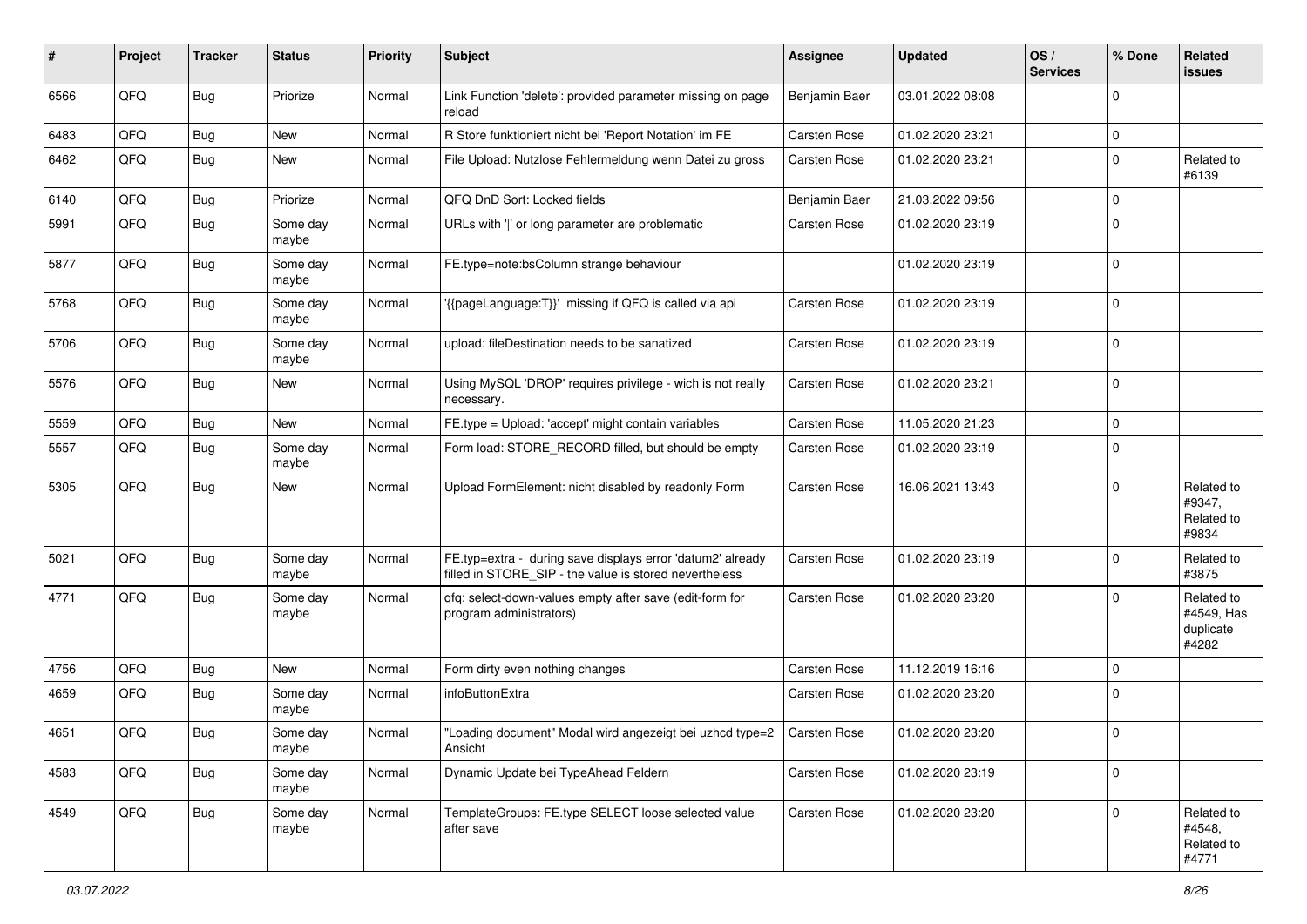| # | Project | Tracker | Status | Priority | Subject | Assignee | Updated | OS / Services | % Done | Related issues |
|---|---|---|---|---|---|---|---|---|---|---|
| 6566 | QFQ | Bug | Priorize | Normal | Link Function 'delete': provided parameter missing on page reload | Benjamin Baer | 03.01.2022 08:08 | | 0 | |
| 6483 | QFQ | Bug | New | Normal | R Store funktioniert nicht bei 'Report Notation' im FE | Carsten Rose | 01.02.2020 23:21 | | 0 | |
| 6462 | QFQ | Bug | New | Normal | File Upload: Nutzlose Fehlermeldung wenn Datei zu gross | Carsten Rose | 01.02.2020 23:21 | | 0 | Related to #6139 |
| 6140 | QFQ | Bug | Priorize | Normal | QFQ DnD Sort: Locked fields | Benjamin Baer | 21.03.2022 09:56 | | 0 | |
| 5991 | QFQ | Bug | Some day maybe | Normal | URLs with '|' or long parameter are problematic | Carsten Rose | 01.02.2020 23:19 | | 0 | |
| 5877 | QFQ | Bug | Some day maybe | Normal | FE.type=note:bsColumn strange behaviour | | 01.02.2020 23:19 | | 0 | |
| 5768 | QFQ | Bug | Some day maybe | Normal | '{{pageLanguage:T}}' missing if QFQ is called via api | Carsten Rose | 01.02.2020 23:19 | | 0 | |
| 5706 | QFQ | Bug | Some day maybe | Normal | upload: fileDestination needs to be sanatized | Carsten Rose | 01.02.2020 23:19 | | 0 | |
| 5576 | QFQ | Bug | New | Normal | Using MySQL 'DROP' requires privilege - wich is not really necessary. | Carsten Rose | 01.02.2020 23:21 | | 0 | |
| 5559 | QFQ | Bug | New | Normal | FE.type = Upload: 'accept' might contain variables | Carsten Rose | 11.05.2020 21:23 | | 0 | |
| 5557 | QFQ | Bug | Some day maybe | Normal | Form load: STORE_RECORD filled, but should be empty | Carsten Rose | 01.02.2020 23:19 | | 0 | |
| 5305 | QFQ | Bug | New | Normal | Upload FormElement: nicht disabled by readonly Form | Carsten Rose | 16.06.2021 13:43 | | 0 | Related to #9347, Related to #9834 |
| 5021 | QFQ | Bug | Some day maybe | Normal | FE.typ=extra - during save displays error 'datum2' already filled in STORE_SIP - the value is stored nevertheless | Carsten Rose | 01.02.2020 23:19 | | 0 | Related to #3875 |
| 4771 | QFQ | Bug | Some day maybe | Normal | qfq: select-down-values empty after save (edit-form for program administrators) | Carsten Rose | 01.02.2020 23:20 | | 0 | Related to #4549, Has duplicate #4282 |
| 4756 | QFQ | Bug | New | Normal | Form dirty even nothing changes | Carsten Rose | 11.12.2019 16:16 | | 0 | |
| 4659 | QFQ | Bug | Some day maybe | Normal | infoButtonExtra | Carsten Rose | 01.02.2020 23:20 | | 0 | |
| 4651 | QFQ | Bug | Some day maybe | Normal | "Loading document" Modal wird angezeigt bei uzhcd type=2 Ansicht | Carsten Rose | 01.02.2020 23:20 | | 0 | |
| 4583 | QFQ | Bug | Some day maybe | Normal | Dynamic Update bei TypeAhead Feldern | Carsten Rose | 01.02.2020 23:19 | | 0 | |
| 4549 | QFQ | Bug | Some day maybe | Normal | TemplateGroups: FE.type SELECT loose selected value after save | Carsten Rose | 01.02.2020 23:20 | | 0 | Related to #4548, Related to #4771 |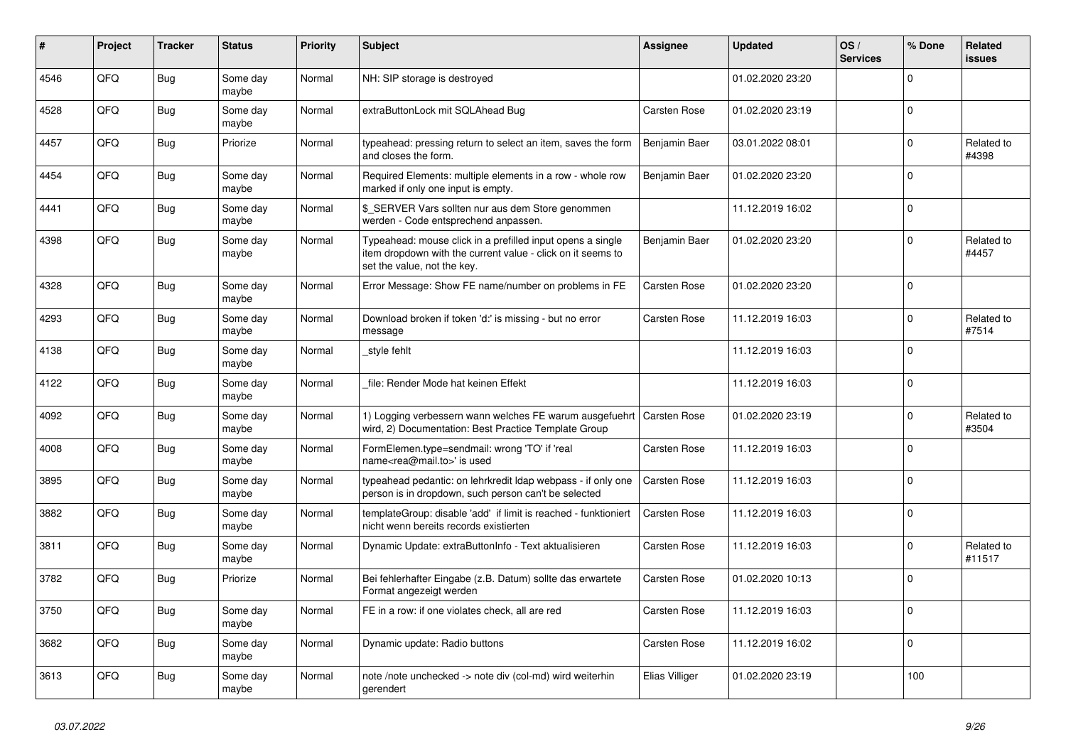| # | Project | Tracker | Status | Priority | Subject | Assignee | Updated | OS / Services | % Done | Related issues |
|---|---|---|---|---|---|---|---|---|---|---|
| 4546 | QFQ | Bug | Some day maybe | Normal | NH: SIP storage is destroyed | | 01.02.2020 23:20 | | 0 | |
| 4528 | QFQ | Bug | Some day maybe | Normal | extraButtonLock mit SQLAhead Bug | Carsten Rose | 01.02.2020 23:19 | | 0 | |
| 4457 | QFQ | Bug | Priorize | Normal | typeahead: pressing return to select an item, saves the form and closes the form. | Benjamin Baer | 03.01.2022 08:01 | | 0 | Related to #4398 |
| 4454 | QFQ | Bug | Some day maybe | Normal | Required Elements: multiple elements in a row - whole row marked if only one input is empty. | Benjamin Baer | 01.02.2020 23:20 | | 0 | |
| 4441 | QFQ | Bug | Some day maybe | Normal | $_SERVER Vars sollten nur aus dem Store genommen werden - Code entsprechend anpassen. | | 11.12.2019 16:02 | | 0 | |
| 4398 | QFQ | Bug | Some day maybe | Normal | Typeahead: mouse click in a prefilled input opens a single item dropdown with the current value - click on it seems to set the value, not the key. | Benjamin Baer | 01.02.2020 23:20 | | 0 | Related to #4457 |
| 4328 | QFQ | Bug | Some day maybe | Normal | Error Message: Show FE name/number on problems in FE | Carsten Rose | 01.02.2020 23:20 | | 0 | |
| 4293 | QFQ | Bug | Some day maybe | Normal | Download broken if token 'd:' is missing - but no error message | Carsten Rose | 11.12.2019 16:03 | | 0 | Related to #7514 |
| 4138 | QFQ | Bug | Some day maybe | Normal | _style fehlt | | 11.12.2019 16:03 | | 0 | |
| 4122 | QFQ | Bug | Some day maybe | Normal | _file: Render Mode hat keinen Effekt | | 11.12.2019 16:03 | | 0 | |
| 4092 | QFQ | Bug | Some day maybe | Normal | 1) Logging verbessern wann welches FE warum ausgefuehrt wird, 2) Documentation: Best Practice Template Group | Carsten Rose | 01.02.2020 23:19 | | 0 | Related to #3504 |
| 4008 | QFQ | Bug | Some day maybe | Normal | FormElemen.type=sendmail: wrong 'TO' if 'real name<rea@mail.to>' is used | Carsten Rose | 11.12.2019 16:03 | | 0 | |
| 3895 | QFQ | Bug | Some day maybe | Normal | typeahead pedantic: on lehrkredit ldap webpass - if only one person is in dropdown, such person can't be selected | Carsten Rose | 11.12.2019 16:03 | | 0 | |
| 3882 | QFQ | Bug | Some day maybe | Normal | templateGroup: disable 'add' if limit is reached - funktioniert nicht wenn bereits records existierten | Carsten Rose | 11.12.2019 16:03 | | 0 | |
| 3811 | QFQ | Bug | Some day maybe | Normal | Dynamic Update: extraButtonInfo - Text aktualisieren | Carsten Rose | 11.12.2019 16:03 | | 0 | Related to #11517 |
| 3782 | QFQ | Bug | Priorize | Normal | Bei fehlerhafter Eingabe (z.B. Datum) sollte das erwartete Format angezeigt werden | Carsten Rose | 01.02.2020 10:13 | | 0 | |
| 3750 | QFQ | Bug | Some day maybe | Normal | FE in a row: if one violates check, all are red | Carsten Rose | 11.12.2019 16:03 | | 0 | |
| 3682 | QFQ | Bug | Some day maybe | Normal | Dynamic update: Radio buttons | Carsten Rose | 11.12.2019 16:02 | | 0 | |
| 3613 | QFQ | Bug | Some day maybe | Normal | note /note unchecked -> note div (col-md) wird weiterhin gerendert | Elias Villiger | 01.02.2020 23:19 | | 100 | |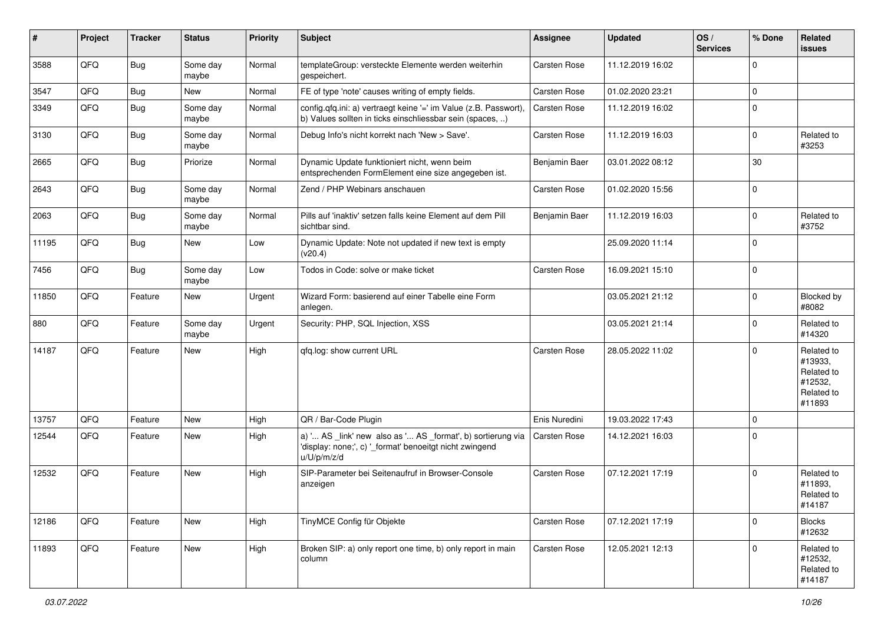| # | Project | Tracker | Status | Priority | Subject | Assignee | Updated | OS / Services | % Done | Related issues |
|---|---|---|---|---|---|---|---|---|---|---|
| 3588 | QFQ | Bug | Some day maybe | Normal | templateGroup: versteckte Elemente werden weiterhin gespeichert. | Carsten Rose | 11.12.2019 16:02 | | 0 | |
| 3547 | QFQ | Bug | New | Normal | FE of type 'note' causes writing of empty fields. | Carsten Rose | 01.02.2020 23:21 | | 0 | |
| 3349 | QFQ | Bug | Some day maybe | Normal | config.qfq.ini: a) vertraegt keine '=' im Value (z.B. Passwort), b) Values sollten in ticks einschliessbar sein (spaces, ..) | Carsten Rose | 11.12.2019 16:02 | | 0 | |
| 3130 | QFQ | Bug | Some day maybe | Normal | Debug Info's nicht korrekt nach 'New > Save'. | Carsten Rose | 11.12.2019 16:03 | | 0 | Related to #3253 |
| 2665 | QFQ | Bug | Priorize | Normal | Dynamic Update funktioniert nicht, wenn beim entsprechenden FormElement eine size angegeben ist. | Benjamin Baer | 03.01.2022 08:12 | | 30 | |
| 2643 | QFQ | Bug | Some day maybe | Normal | Zend / PHP Webinars anschauen | Carsten Rose | 01.02.2020 15:56 | | 0 | |
| 2063 | QFQ | Bug | Some day maybe | Normal | Pills auf 'inaktiv' setzen falls keine Element auf dem Pill sichtbar sind. | Benjamin Baer | 11.12.2019 16:03 | | 0 | Related to #3752 |
| 11195 | QFQ | Bug | New | Low | Dynamic Update: Note not updated if new text is empty (v20.4) | | 25.09.2020 11:14 | | 0 | |
| 7456 | QFQ | Bug | Some day maybe | Low | Todos in Code: solve or make ticket | Carsten Rose | 16.09.2021 15:10 | | 0 | |
| 11850 | QFQ | Feature | New | Urgent | Wizard Form: basierend auf einer Tabelle eine Form anlegen. | | 03.05.2021 21:12 | | 0 | Blocked by #8082 |
| 880 | QFQ | Feature | Some day maybe | Urgent | Security: PHP, SQL Injection, XSS | | 03.05.2021 21:14 | | 0 | Related to #14320 |
| 14187 | QFQ | Feature | New | High | qfq.log: show current URL | Carsten Rose | 28.05.2022 11:02 | | 0 | Related to #13933, Related to #12532, Related to #11893 |
| 13757 | QFQ | Feature | New | High | QR / Bar-Code Plugin | Enis Nuredini | 19.03.2022 17:43 | | 0 | |
| 12544 | QFQ | Feature | New | High | a) '... AS _link' new also as '... AS _format', b) sortierung via 'display: none;', c) '_format' benoeitgt nicht zwingend u/U/p/m/z/d | Carsten Rose | 14.12.2021 16:03 | | 0 | |
| 12532 | QFQ | Feature | New | High | SIP-Parameter bei Seitenaufruf in Browser-Console anzeigen | Carsten Rose | 07.12.2021 17:19 | | 0 | Related to #11893, Related to #14187 |
| 12186 | QFQ | Feature | New | High | TinyMCE Config für Objekte | Carsten Rose | 07.12.2021 17:19 | | 0 | Blocks #12632 |
| 11893 | QFQ | Feature | New | High | Broken SIP: a) only report one time, b) only report in main column | Carsten Rose | 12.05.2021 12:13 | | 0 | Related to #12532, Related to #14187 |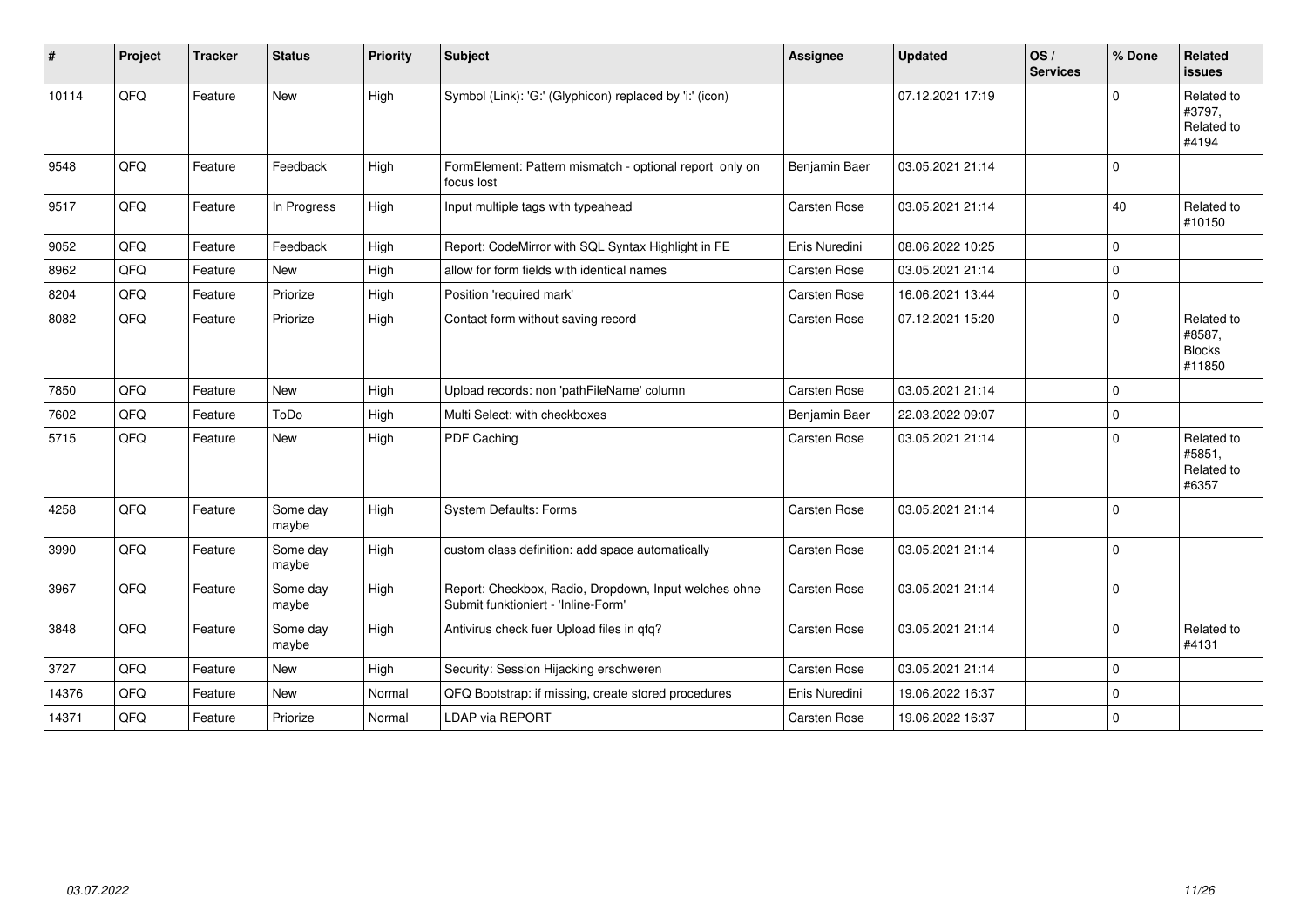| # | Project | Tracker | Status | Priority | Subject | Assignee | Updated | OS / Services | % Done | Related issues |
|---|---|---|---|---|---|---|---|---|---|---|
| 10114 | QFQ | Feature | New | High | Symbol (Link): 'G:' (Glyphicon) replaced by 'i:' (icon) | | 07.12.2021 17:19 | | 0 | Related to #3797, Related to #4194 |
| 9548 | QFQ | Feature | Feedback | High | FormElement: Pattern mismatch - optional report only on focus lost | Benjamin Baer | 03.05.2021 21:14 | | 0 | |
| 9517 | QFQ | Feature | In Progress | High | Input multiple tags with typeahead | Carsten Rose | 03.05.2021 21:14 | | 40 | Related to #10150 |
| 9052 | QFQ | Feature | Feedback | High | Report: CodeMirror with SQL Syntax Highlight in FE | Enis Nuredini | 08.06.2022 10:25 | | 0 | |
| 8962 | QFQ | Feature | New | High | allow for form fields with identical names | Carsten Rose | 03.05.2021 21:14 | | 0 | |
| 8204 | QFQ | Feature | Priorize | High | Position 'required mark' | Carsten Rose | 16.06.2021 13:44 | | 0 | |
| 8082 | QFQ | Feature | Priorize | High | Contact form without saving record | Carsten Rose | 07.12.2021 15:20 | | 0 | Related to #8587, Blocks #11850 |
| 7850 | QFQ | Feature | New | High | Upload records: non 'pathFileName' column | Carsten Rose | 03.05.2021 21:14 | | 0 | |
| 7602 | QFQ | Feature | ToDo | High | Multi Select: with checkboxes | Benjamin Baer | 22.03.2022 09:07 | | 0 | |
| 5715 | QFQ | Feature | New | High | PDF Caching | Carsten Rose | 03.05.2021 21:14 | | 0 | Related to #5851, Related to #6357 |
| 4258 | QFQ | Feature | Some day maybe | High | System Defaults: Forms | Carsten Rose | 03.05.2021 21:14 | | 0 | |
| 3990 | QFQ | Feature | Some day maybe | High | custom class definition: add space automatically | Carsten Rose | 03.05.2021 21:14 | | 0 | |
| 3967 | QFQ | Feature | Some day maybe | High | Report: Checkbox, Radio, Dropdown, Input welches ohne Submit funktioniert - 'Inline-Form' | Carsten Rose | 03.05.2021 21:14 | | 0 | |
| 3848 | QFQ | Feature | Some day maybe | High | Antivirus check fuer Upload files in qfq? | Carsten Rose | 03.05.2021 21:14 | | 0 | Related to #4131 |
| 3727 | QFQ | Feature | New | High | Security: Session Hijacking erschweren | Carsten Rose | 03.05.2021 21:14 | | 0 | |
| 14376 | QFQ | Feature | New | Normal | QFQ Bootstrap: if missing, create stored procedures | Enis Nuredini | 19.06.2022 16:37 | | 0 | |
| 14371 | QFQ | Feature | Priorize | Normal | LDAP via REPORT | Carsten Rose | 19.06.2022 16:37 | | 0 | |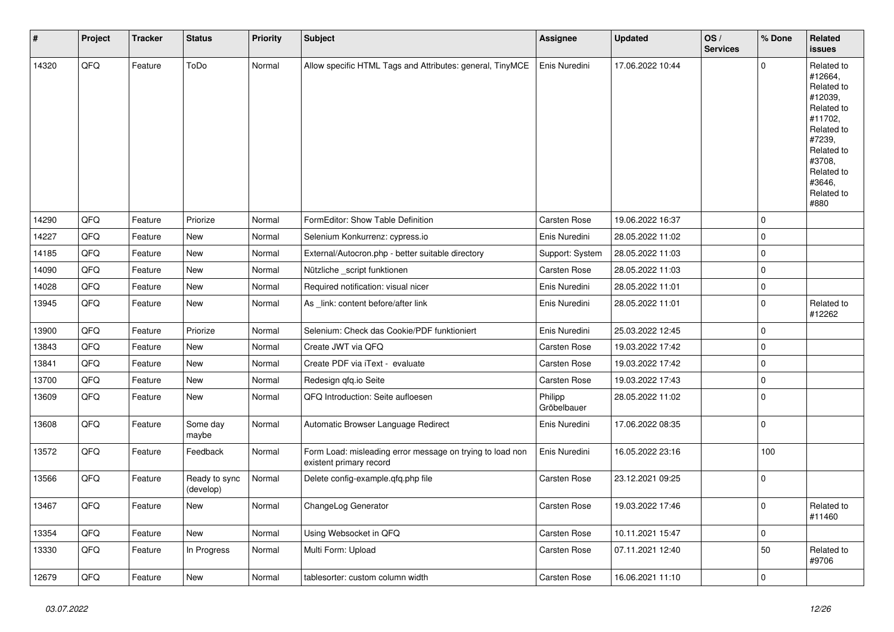| # | Project | Tracker | Status | Priority | Subject | Assignee | Updated | OS / Services | % Done | Related issues |
|---|---|---|---|---|---|---|---|---|---|---|
| 14320 | QFQ | Feature | ToDo | Normal | Allow specific HTML Tags and Attributes: general, TinyMCE | Enis Nuredini | 17.06.2022 10:44 | | 0 | Related to #12664, Related to #12039, Related to #11702, Related to #7239, Related to #3708, Related to #3646, Related to #880 |
| 14290 | QFQ | Feature | Priorize | Normal | FormEditor: Show Table Definition | Carsten Rose | 19.06.2022 16:37 | | 0 | |
| 14227 | QFQ | Feature | New | Normal | Selenium Konkurrenz: cypress.io | Enis Nuredini | 28.05.2022 11:02 | | 0 | |
| 14185 | QFQ | Feature | New | Normal | External/Autocron.php - better suitable directory | Support: System | 28.05.2022 11:03 | | 0 | |
| 14090 | QFQ | Feature | New | Normal | Nützliche _script funktionen | Carsten Rose | 28.05.2022 11:03 | | 0 | |
| 14028 | QFQ | Feature | New | Normal | Required notification: visual nicer | Enis Nuredini | 28.05.2022 11:01 | | 0 | |
| 13945 | QFQ | Feature | New | Normal | As _link: content before/after link | Enis Nuredini | 28.05.2022 11:01 | | 0 | Related to #12262 |
| 13900 | QFQ | Feature | Priorize | Normal | Selenium: Check das Cookie/PDF funktioniert | Enis Nuredini | 25.03.2022 12:45 | | 0 | |
| 13843 | QFQ | Feature | New | Normal | Create JWT via QFQ | Carsten Rose | 19.03.2022 17:42 | | 0 | |
| 13841 | QFQ | Feature | New | Normal | Create PDF via iText - evaluate | Carsten Rose | 19.03.2022 17:42 | | 0 | |
| 13700 | QFQ | Feature | New | Normal | Redesign qfq.io Seite | Carsten Rose | 19.03.2022 17:43 | | 0 | |
| 13609 | QFQ | Feature | New | Normal | QFQ Introduction: Seite aufloesen | Philipp Gröbelbauer | 28.05.2022 11:02 | | 0 | |
| 13608 | QFQ | Feature | Some day maybe | Normal | Automatic Browser Language Redirect | Enis Nuredini | 17.06.2022 08:35 | | 0 | |
| 13572 | QFQ | Feature | Feedback | Normal | Form Load: misleading error message on trying to load non existent primary record | Enis Nuredini | 16.05.2022 23:16 | | 100 | |
| 13566 | QFQ | Feature | Ready to sync (develop) | Normal | Delete config-example.qfq.php file | Carsten Rose | 23.12.2021 09:25 | | 0 | |
| 13467 | QFQ | Feature | New | Normal | ChangeLog Generator | Carsten Rose | 19.03.2022 17:46 | | 0 | Related to #11460 |
| 13354 | QFQ | Feature | New | Normal | Using Websocket in QFQ | Carsten Rose | 10.11.2021 15:47 | | 0 | |
| 13330 | QFQ | Feature | In Progress | Normal | Multi Form: Upload | Carsten Rose | 07.11.2021 12:40 | | 50 | Related to #9706 |
| 12679 | QFQ | Feature | New | Normal | tablesorter: custom column width | Carsten Rose | 16.06.2021 11:10 | | 0 | |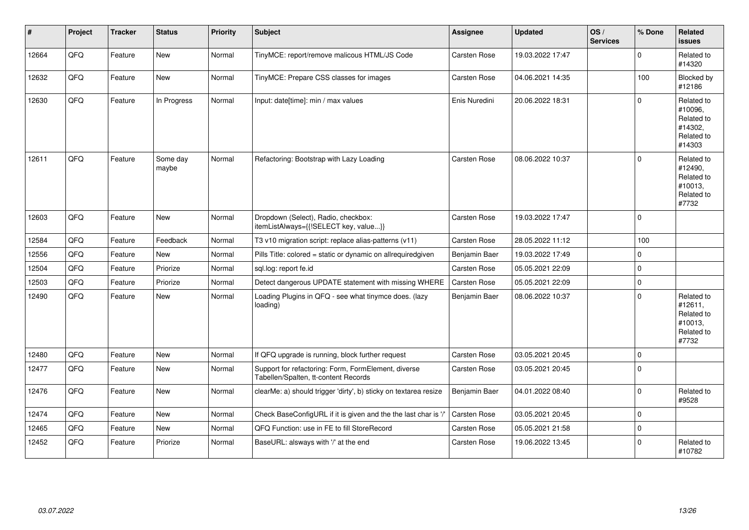| # | Project | Tracker | Status | Priority | Subject | Assignee | Updated | OS / Services | % Done | Related issues |
|---|---|---|---|---|---|---|---|---|---|---|
| 12664 | QFQ | Feature | New | Normal | TinyMCE: report/remove malicous HTML/JS Code | Carsten Rose | 19.03.2022 17:47 | | 0 | Related to #14320 |
| 12632 | QFQ | Feature | New | Normal | TinyMCE: Prepare CSS classes for images | Carsten Rose | 04.06.2021 14:35 | | 100 | Blocked by #12186 |
| 12630 | QFQ | Feature | In Progress | Normal | Input: date[time]: min / max values | Enis Nuredini | 20.06.2022 18:31 | | 0 | Related to #10096, Related to #14302, Related to #14303 |
| 12611 | QFQ | Feature | Some day maybe | Normal | Refactoring: Bootstrap with Lazy Loading | Carsten Rose | 08.06.2022 10:37 | | 0 | Related to #12490, Related to #10013, Related to #7732 |
| 12603 | QFQ | Feature | New | Normal | Dropdown (Select), Radio, checkbox: itemListAlways={{!SELECT key, value...}} | Carsten Rose | 19.03.2022 17:47 | | 0 | |
| 12584 | QFQ | Feature | Feedback | Normal | T3 v10 migration script: replace alias-patterns (v11) | Carsten Rose | 28.05.2022 11:12 | | 100 | |
| 12556 | QFQ | Feature | New | Normal | Pills Title: colored = static or dynamic on allrequiredgiven | Benjamin Baer | 19.03.2022 17:49 | | 0 | |
| 12504 | QFQ | Feature | Priorize | Normal | sql.log: report fe.id | Carsten Rose | 05.05.2021 22:09 | | 0 | |
| 12503 | QFQ | Feature | Priorize | Normal | Detect dangerous UPDATE statement with missing WHERE | Carsten Rose | 05.05.2021 22:09 | | 0 | |
| 12490 | QFQ | Feature | New | Normal | Loading Plugins in QFQ - see what tinymce does. (lazy loading) | Benjamin Baer | 08.06.2022 10:37 | | 0 | Related to #12611, Related to #10013, Related to #7732 |
| 12480 | QFQ | Feature | New | Normal | If QFQ upgrade is running, block further request | Carsten Rose | 03.05.2021 20:45 | | 0 | |
| 12477 | QFQ | Feature | New | Normal | Support for refactoring: Form, FormElement, diverse Tabellen/Spalten, tt-content Records | Carsten Rose | 03.05.2021 20:45 | | 0 | |
| 12476 | QFQ | Feature | New | Normal | clearMe: a) should trigger 'dirty', b) sticky on textarea resize | Benjamin Baer | 04.01.2022 08:40 | | 0 | Related to #9528 |
| 12474 | QFQ | Feature | New | Normal | Check BaseConfigURL if it is given and the the last char is '/' | Carsten Rose | 03.05.2021 20:45 | | 0 | |
| 12465 | QFQ | Feature | New | Normal | QFQ Function: use in FE to fill StoreRecord | Carsten Rose | 05.05.2021 21:58 | | 0 | |
| 12452 | QFQ | Feature | Priorize | Normal | BaseURL: alsways with '/' at the end | Carsten Rose | 19.06.2022 13:45 | | 0 | Related to #10782 |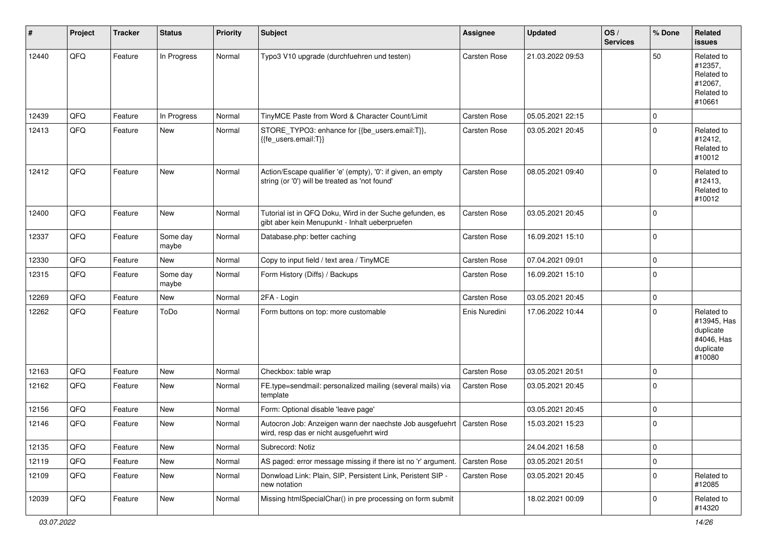| # | Project | Tracker | Status | Priority | Subject | Assignee | Updated | OS / Services | % Done | Related issues |
|---|---|---|---|---|---|---|---|---|---|---|
| 12440 | QFQ | Feature | In Progress | Normal | Typo3 V10 upgrade (durchfuehren und testen) | Carsten Rose | 21.03.2022 09:53 | | 50 | Related to #12357, Related to #12067, Related to #10661 |
| 12439 | QFQ | Feature | In Progress | Normal | TinyMCE Paste from Word & Character Count/Limit | Carsten Rose | 05.05.2021 22:15 | | 0 | |
| 12413 | QFQ | Feature | New | Normal | STORE_TYPO3: enhance for {{be_users.email:T}}, {{fe_users.email:T}} | Carsten Rose | 03.05.2021 20:45 | | 0 | Related to #12412, Related to #10012 |
| 12412 | QFQ | Feature | New | Normal | Action/Escape qualifier 'e' (empty), '0': if given, an empty string (or '0') will be treated as 'not found' | Carsten Rose | 08.05.2021 09:40 | | 0 | Related to #12413, Related to #10012 |
| 12400 | QFQ | Feature | New | Normal | Tutorial ist in QFQ Doku, Wird in der Suche gefunden, es gibt aber kein Menupunkt - Inhalt ueberpruefen | Carsten Rose | 03.05.2021 20:45 | | 0 | |
| 12337 | QFQ | Feature | Some day maybe | Normal | Database.php: better caching | Carsten Rose | 16.09.2021 15:10 | | 0 | |
| 12330 | QFQ | Feature | New | Normal | Copy to input field / text area / TinyMCE | Carsten Rose | 07.04.2021 09:01 | | 0 | |
| 12315 | QFQ | Feature | Some day maybe | Normal | Form History (Diffs) / Backups | Carsten Rose | 16.09.2021 15:10 | | 0 | |
| 12269 | QFQ | Feature | New | Normal | 2FA - Login | Carsten Rose | 03.05.2021 20:45 | | 0 | |
| 12262 | QFQ | Feature | ToDo | Normal | Form buttons on top: more customable | Enis Nuredini | 17.06.2022 10:44 | | 0 | Related to #13945, Has duplicate #4046, Has duplicate #10080 |
| 12163 | QFQ | Feature | New | Normal | Checkbox: table wrap | Carsten Rose | 03.05.2021 20:51 | | 0 | |
| 12162 | QFQ | Feature | New | Normal | FE.type=sendmail: personalized mailing (several mails) via template | Carsten Rose | 03.05.2021 20:45 | | 0 | |
| 12156 | QFQ | Feature | New | Normal | Form: Optional disable 'leave page' | | 03.05.2021 20:45 | | 0 | |
| 12146 | QFQ | Feature | New | Normal | Autocron Job: Anzeigen wann der naechste Job ausgefuehrt wird, resp das er nicht ausgefuehrt wird | Carsten Rose | 15.03.2021 15:23 | | 0 | |
| 12135 | QFQ | Feature | New | Normal | Subrecord: Notiz | | 24.04.2021 16:58 | | 0 | |
| 12119 | QFQ | Feature | New | Normal | AS paged: error message missing if there ist no 'r' argument. | Carsten Rose | 03.05.2021 20:51 | | 0 | |
| 12109 | QFQ | Feature | New | Normal | Donwload Link: Plain, SIP, Persistent Link, Peristent SIP - new notation | Carsten Rose | 03.05.2021 20:45 | | 0 | Related to #12085 |
| 12039 | QFQ | Feature | New | Normal | Missing htmlSpecialChar() in pre processing on form submit | | 18.02.2021 00:09 | | 0 | Related to #14320 |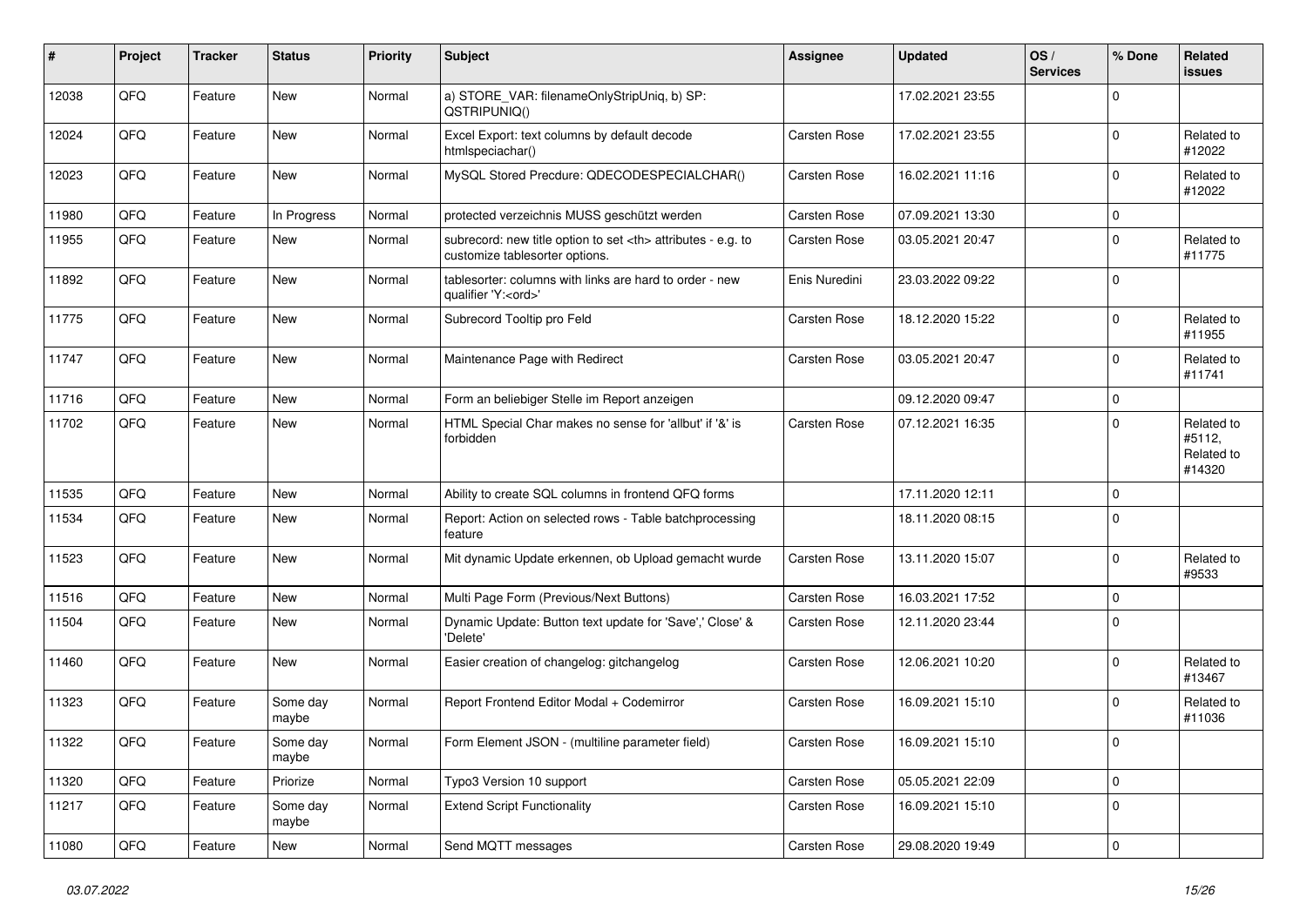| # | Project | Tracker | Status | Priority | Subject | Assignee | Updated | OS / Services | % Done | Related issues |
|---|---|---|---|---|---|---|---|---|---|---|
| 12038 | QFQ | Feature | New | Normal | a) STORE_VAR: filenameOnlyStripUniq, b) SP: QSTRIPUNIQ() | | 17.02.2021 23:55 | | 0 | |
| 12024 | QFQ | Feature | New | Normal | Excel Export: text columns by default decode htmlspeciachar() | Carsten Rose | 17.02.2021 23:55 | | 0 | Related to #12022 |
| 12023 | QFQ | Feature | New | Normal | MySQL Stored Precdure: QDECODESPECIALCHAR() | Carsten Rose | 16.02.2021 11:16 | | 0 | Related to #12022 |
| 11980 | QFQ | Feature | In Progress | Normal | protected verzeichnis MUSS geschützt werden | Carsten Rose | 07.09.2021 13:30 | | 0 | |
| 11955 | QFQ | Feature | New | Normal | subrecord: new title option to set <th> attributes - e.g. to customize tablesorter options. | Carsten Rose | 03.05.2021 20:47 | | 0 | Related to #11775 |
| 11892 | QFQ | Feature | New | Normal | tablesorter: columns with links are hard to order - new qualifier 'Y:<ord>' | Enis Nuredini | 23.03.2022 09:22 | | 0 | |
| 11775 | QFQ | Feature | New | Normal | Subrecord Tooltip pro Feld | Carsten Rose | 18.12.2020 15:22 | | 0 | Related to #11955 |
| 11747 | QFQ | Feature | New | Normal | Maintenance Page with Redirect | Carsten Rose | 03.05.2021 20:47 | | 0 | Related to #11741 |
| 11716 | QFQ | Feature | New | Normal | Form an beliebiger Stelle im Report anzeigen | | 09.12.2020 09:47 | | 0 | |
| 11702 | QFQ | Feature | New | Normal | HTML Special Char makes no sense for 'allbut' if '&' is forbidden | Carsten Rose | 07.12.2021 16:35 | | 0 | Related to #5112, Related to #14320 |
| 11535 | QFQ | Feature | New | Normal | Ability to create SQL columns in frontend QFQ forms | | 17.11.2020 12:11 | | 0 | |
| 11534 | QFQ | Feature | New | Normal | Report: Action on selected rows - Table batchprocessing feature | | 18.11.2020 08:15 | | 0 | |
| 11523 | QFQ | Feature | New | Normal | Mit dynamic Update erkennen, ob Upload gemacht wurde | Carsten Rose | 13.11.2020 15:07 | | 0 | Related to #9533 |
| 11516 | QFQ | Feature | New | Normal | Multi Page Form (Previous/Next Buttons) | Carsten Rose | 16.03.2021 17:52 | | 0 | |
| 11504 | QFQ | Feature | New | Normal | Dynamic Update: Button text update for 'Save',' Close' & 'Delete' | Carsten Rose | 12.11.2020 23:44 | | 0 | |
| 11460 | QFQ | Feature | New | Normal | Easier creation of changelog: gitchangelog | Carsten Rose | 12.06.2021 10:20 | | 0 | Related to #13467 |
| 11323 | QFQ | Feature | Some day maybe | Normal | Report Frontend Editor Modal + Codemirror | Carsten Rose | 16.09.2021 15:10 | | 0 | Related to #11036 |
| 11322 | QFQ | Feature | Some day maybe | Normal | Form Element JSON - (multiline parameter field) | Carsten Rose | 16.09.2021 15:10 | | 0 | |
| 11320 | QFQ | Feature | Priorize | Normal | Typo3 Version 10 support | Carsten Rose | 05.05.2021 22:09 | | 0 | |
| 11217 | QFQ | Feature | Some day maybe | Normal | Extend Script Functionality | Carsten Rose | 16.09.2021 15:10 | | 0 | |
| 11080 | QFQ | Feature | New | Normal | Send MQTT messages | Carsten Rose | 29.08.2020 19:49 | | 0 | |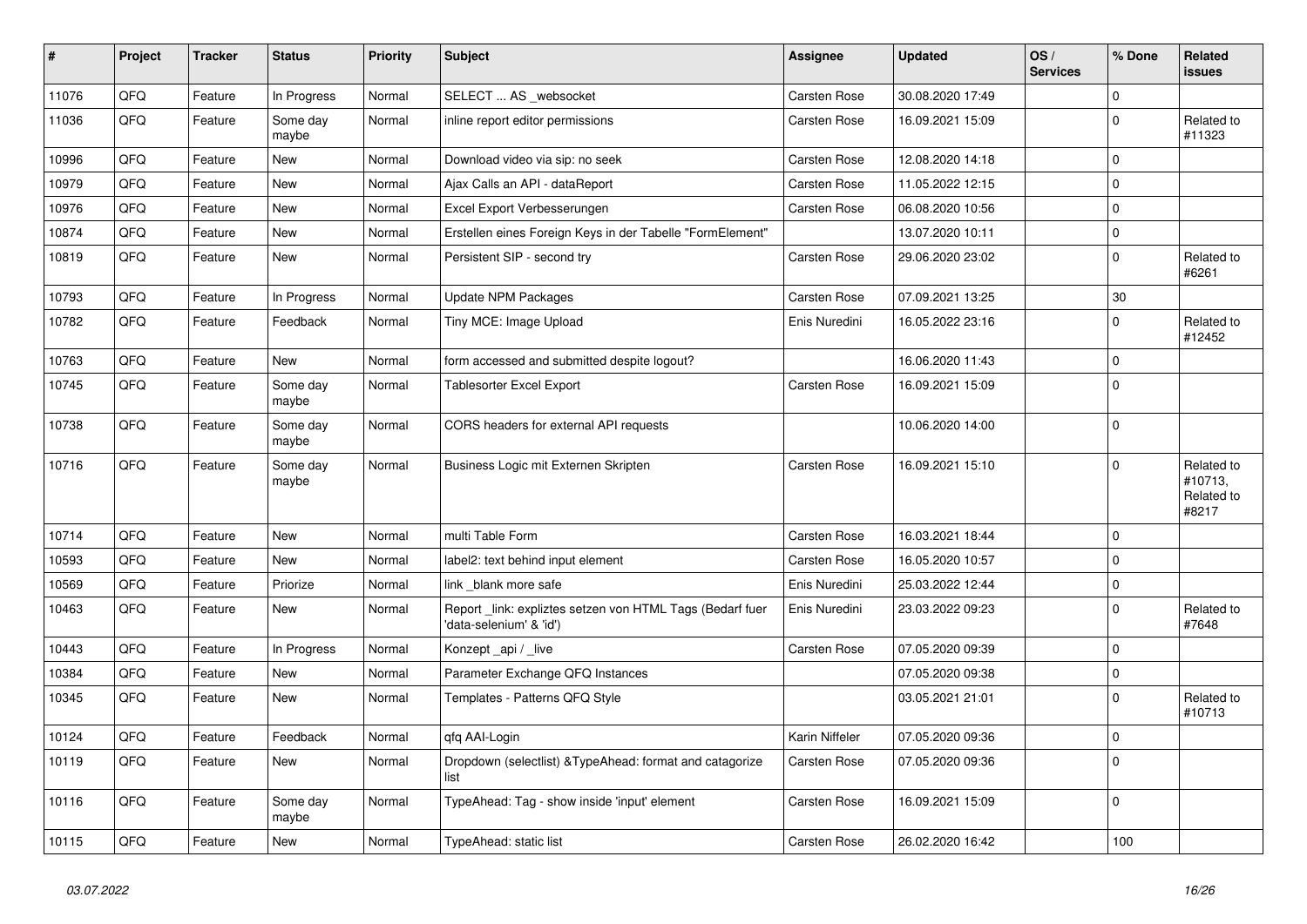| # | Project | Tracker | Status | Priority | Subject | Assignee | Updated | OS / Services | % Done | Related issues |
|---|---|---|---|---|---|---|---|---|---|---|
| 11076 | QFQ | Feature | In Progress | Normal | SELECT ... AS _websocket | Carsten Rose | 30.08.2020 17:49 | | 0 | |
| 11036 | QFQ | Feature | Some day maybe | Normal | inline report editor permissions | Carsten Rose | 16.09.2021 15:09 | | 0 | Related to #11323 |
| 10996 | QFQ | Feature | New | Normal | Download video via sip: no seek | Carsten Rose | 12.08.2020 14:18 | | 0 | |
| 10979 | QFQ | Feature | New | Normal | Ajax Calls an API - dataReport | Carsten Rose | 11.05.2022 12:15 | | 0 | |
| 10976 | QFQ | Feature | New | Normal | Excel Export Verbesserungen | Carsten Rose | 06.08.2020 10:56 | | 0 | |
| 10874 | QFQ | Feature | New | Normal | Erstellen eines Foreign Keys in der Tabelle "FormElement" | | 13.07.2020 10:11 | | 0 | |
| 10819 | QFQ | Feature | New | Normal | Persistent SIP - second try | Carsten Rose | 29.06.2020 23:02 | | 0 | Related to #6261 |
| 10793 | QFQ | Feature | In Progress | Normal | Update NPM Packages | Carsten Rose | 07.09.2021 13:25 | | 30 | |
| 10782 | QFQ | Feature | Feedback | Normal | Tiny MCE: Image Upload | Enis Nuredini | 16.05.2022 23:16 | | 0 | Related to #12452 |
| 10763 | QFQ | Feature | New | Normal | form accessed and submitted despite logout? | | 16.06.2020 11:43 | | 0 | |
| 10745 | QFQ | Feature | Some day maybe | Normal | Tablesorter Excel Export | Carsten Rose | 16.09.2021 15:09 | | 0 | |
| 10738 | QFQ | Feature | Some day maybe | Normal | CORS headers for external API requests | | 10.06.2020 14:00 | | 0 | |
| 10716 | QFQ | Feature | Some day maybe | Normal | Business Logic mit Externen Skripten | Carsten Rose | 16.09.2021 15:10 | | 0 | Related to #10713, Related to #8217 |
| 10714 | QFQ | Feature | New | Normal | multi Table Form | Carsten Rose | 16.03.2021 18:44 | | 0 | |
| 10593 | QFQ | Feature | New | Normal | label2: text behind input element | Carsten Rose | 16.05.2020 10:57 | | 0 | |
| 10569 | QFQ | Feature | Priorize | Normal | link _blank more safe | Enis Nuredini | 25.03.2022 12:44 | | 0 | |
| 10463 | QFQ | Feature | New | Normal | Report _link: expliztes setzen von HTML Tags (Bedarf fuer 'data-selenium' & 'id') | Enis Nuredini | 23.03.2022 09:23 | | 0 | Related to #7648 |
| 10443 | QFQ | Feature | In Progress | Normal | Konzept _api / _live | Carsten Rose | 07.05.2020 09:39 | | 0 | |
| 10384 | QFQ | Feature | New | Normal | Parameter Exchange QFQ Instances | | 07.05.2020 09:38 | | 0 | |
| 10345 | QFQ | Feature | New | Normal | Templates - Patterns QFQ Style | | 03.05.2021 21:01 | | 0 | Related to #10713 |
| 10124 | QFQ | Feature | Feedback | Normal | qfq AAI-Login | Karin Niffeler | 07.05.2020 09:36 | | 0 | |
| 10119 | QFQ | Feature | New | Normal | Dropdown (selectlist) &TypeAhead: format and catagorize list | Carsten Rose | 07.05.2020 09:36 | | 0 | |
| 10116 | QFQ | Feature | Some day maybe | Normal | TypeAhead: Tag - show inside 'input' element | Carsten Rose | 16.09.2021 15:09 | | 0 | |
| 10115 | QFQ | Feature | New | Normal | TypeAhead: static list | Carsten Rose | 26.02.2020 16:42 | | 100 | |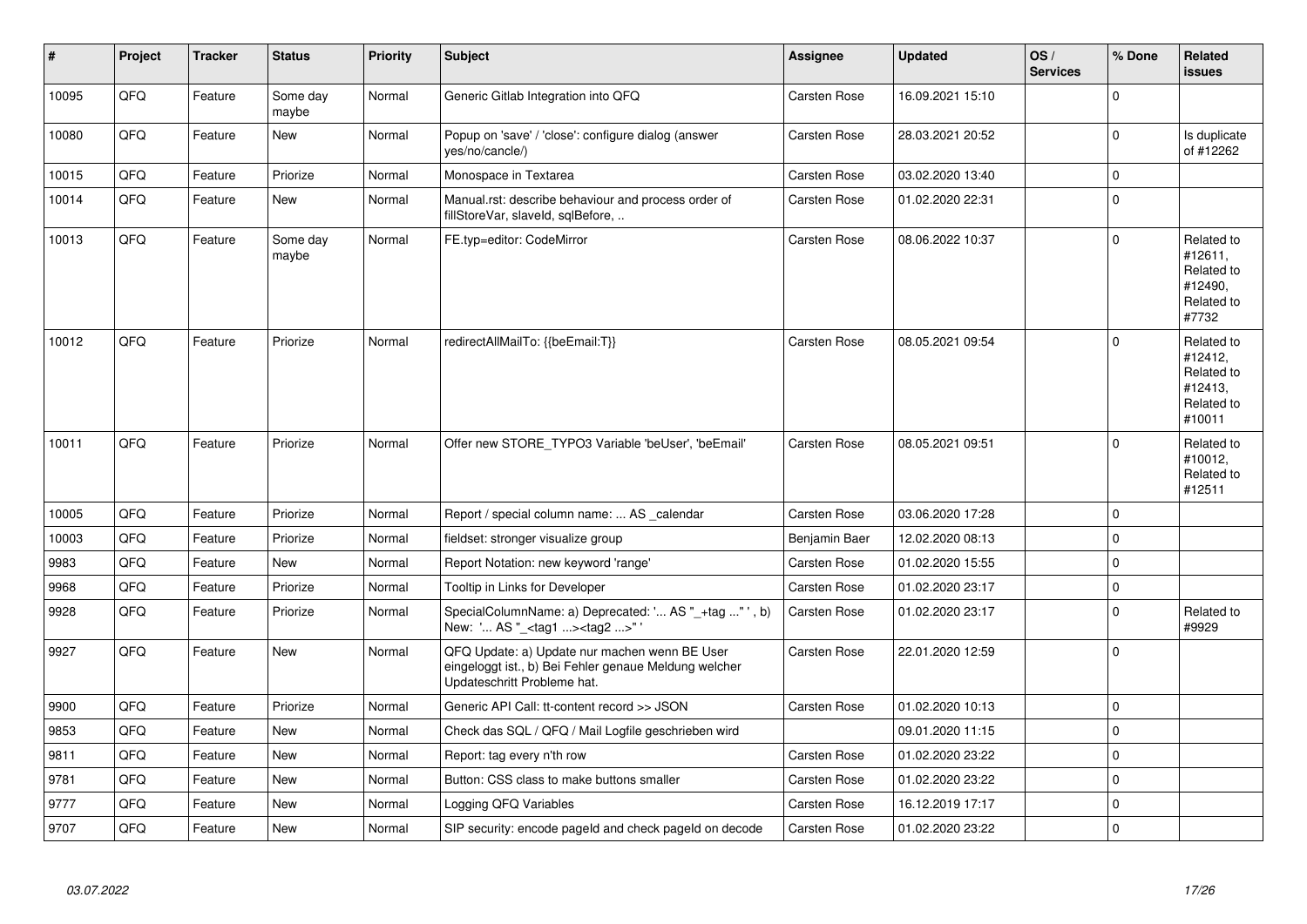| # | Project | Tracker | Status | Priority | Subject | Assignee | Updated | OS / Services | % Done | Related issues |
|---|---|---|---|---|---|---|---|---|---|---|
| 10095 | QFQ | Feature | Some day maybe | Normal | Generic Gitlab Integration into QFQ | Carsten Rose | 16.09.2021 15:10 | | 0 | |
| 10080 | QFQ | Feature | New | Normal | Popup on 'save' / 'close': configure dialog (answer yes/no/cancle/) | Carsten Rose | 28.03.2021 20:52 | | 0 | Is duplicate of #12262 |
| 10015 | QFQ | Feature | Priorize | Normal | Monospace in Textarea | Carsten Rose | 03.02.2020 13:40 | | 0 | |
| 10014 | QFQ | Feature | New | Normal | Manual.rst: describe behaviour and process order of fillStoreVar, slaveId, sqlBefore, .. | Carsten Rose | 01.02.2020 22:31 | | 0 | |
| 10013 | QFQ | Feature | Some day maybe | Normal | FE.typ=editor: CodeMirror | Carsten Rose | 08.06.2022 10:37 | | 0 | Related to #12611, Related to #12490, Related to #7732 |
| 10012 | QFQ | Feature | Priorize | Normal | redirectAllMailTo: {{beEmail:T}} | Carsten Rose | 08.05.2021 09:54 | | 0 | Related to #12412, Related to #12413, Related to #10011 |
| 10011 | QFQ | Feature | Priorize | Normal | Offer new STORE_TYPO3 Variable 'beUser', 'beEmail' | Carsten Rose | 08.05.2021 09:51 | | 0 | Related to #10012, Related to #12511 |
| 10005 | QFQ | Feature | Priorize | Normal | Report / special column name: ... AS _calendar | Carsten Rose | 03.06.2020 17:28 | | 0 | |
| 10003 | QFQ | Feature | Priorize | Normal | fieldset: stronger visualize group | Benjamin Baer | 12.02.2020 08:13 | | 0 | |
| 9983 | QFQ | Feature | New | Normal | Report Notation: new keyword 'range' | Carsten Rose | 01.02.2020 15:55 | | 0 | |
| 9968 | QFQ | Feature | Priorize | Normal | Tooltip in Links for Developer | Carsten Rose | 01.02.2020 23:17 | | 0 | |
| 9928 | QFQ | Feature | Priorize | Normal | SpecialColumnName: a) Deprecated: '... AS "_+tag ..." ', b) New: '... AS "_<tag1 ...><tag2 ...>" ' | Carsten Rose | 01.02.2020 23:17 | | 0 | Related to #9929 |
| 9927 | QFQ | Feature | New | Normal | QFQ Update: a) Update nur machen wenn BE User eingeloggt ist., b) Bei Fehler genaue Meldung welcher Updateschritt Probleme hat. | Carsten Rose | 22.01.2020 12:59 | | 0 | |
| 9900 | QFQ | Feature | Priorize | Normal | Generic API Call: tt-content record >> JSON | Carsten Rose | 01.02.2020 10:13 | | 0 | |
| 9853 | QFQ | Feature | New | Normal | Check das SQL / QFQ / Mail Logfile geschrieben wird | | 09.01.2020 11:15 | | 0 | |
| 9811 | QFQ | Feature | New | Normal | Report: tag every n'th row | Carsten Rose | 01.02.2020 23:22 | | 0 | |
| 9781 | QFQ | Feature | New | Normal | Button: CSS class to make buttons smaller | Carsten Rose | 01.02.2020 23:22 | | 0 | |
| 9777 | QFQ | Feature | New | Normal | Logging QFQ Variables | Carsten Rose | 16.12.2019 17:17 | | 0 | |
| 9707 | QFQ | Feature | New | Normal | SIP security: encode pageId and check pageId on decode | Carsten Rose | 01.02.2020 23:22 | | 0 | |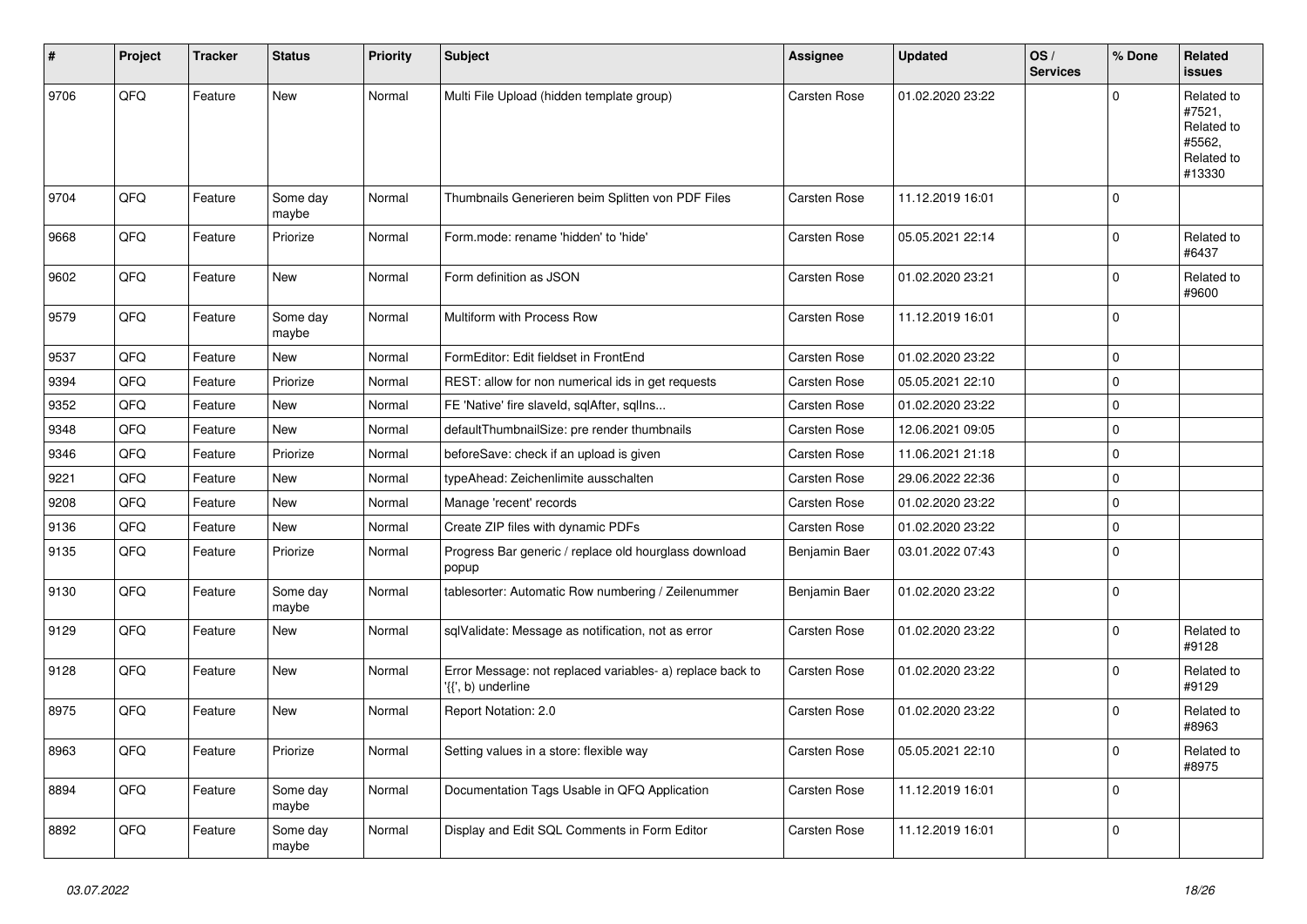| # | Project | Tracker | Status | Priority | Subject | Assignee | Updated | OS / Services | % Done | Related issues |
|---|---|---|---|---|---|---|---|---|---|---|
| 9706 | QFQ | Feature | New | Normal | Multi File Upload (hidden template group) | Carsten Rose | 01.02.2020 23:22 | | 0 | Related to #7521, Related to #5562, Related to #13330 |
| 9704 | QFQ | Feature | Some day maybe | Normal | Thumbnails Generieren beim Splitten von PDF Files | Carsten Rose | 11.12.2019 16:01 | | 0 | |
| 9668 | QFQ | Feature | Priorize | Normal | Form.mode: rename 'hidden' to 'hide' | Carsten Rose | 05.05.2021 22:14 | | 0 | Related to #6437 |
| 9602 | QFQ | Feature | New | Normal | Form definition as JSON | Carsten Rose | 01.02.2020 23:21 | | 0 | Related to #9600 |
| 9579 | QFQ | Feature | Some day maybe | Normal | Multiform with Process Row | Carsten Rose | 11.12.2019 16:01 | | 0 | |
| 9537 | QFQ | Feature | New | Normal | FormEditor: Edit fieldset in FrontEnd | Carsten Rose | 01.02.2020 23:22 | | 0 | |
| 9394 | QFQ | Feature | Priorize | Normal | REST: allow for non numerical ids in get requests | Carsten Rose | 05.05.2021 22:10 | | 0 | |
| 9352 | QFQ | Feature | New | Normal | FE 'Native' fire slaveId, sqlAfter, sqlIns... | Carsten Rose | 01.02.2020 23:22 | | 0 | |
| 9348 | QFQ | Feature | New | Normal | defaultThumbnailSize: pre render thumbnails | Carsten Rose | 12.06.2021 09:05 | | 0 | |
| 9346 | QFQ | Feature | Priorize | Normal | beforeSave: check if an upload is given | Carsten Rose | 11.06.2021 21:18 | | 0 | |
| 9221 | QFQ | Feature | New | Normal | typeAhead: Zeichenlimite ausschalten | Carsten Rose | 29.06.2022 22:36 | | 0 | |
| 9208 | QFQ | Feature | New | Normal | Manage 'recent' records | Carsten Rose | 01.02.2020 23:22 | | 0 | |
| 9136 | QFQ | Feature | New | Normal | Create ZIP files with dynamic PDFs | Carsten Rose | 01.02.2020 23:22 | | 0 | |
| 9135 | QFQ | Feature | Priorize | Normal | Progress Bar generic / replace old hourglass download popup | Benjamin Baer | 03.01.2022 07:43 | | 0 | |
| 9130 | QFQ | Feature | Some day maybe | Normal | tablesorter: Automatic Row numbering / Zeilenummer | Benjamin Baer | 01.02.2020 23:22 | | 0 | |
| 9129 | QFQ | Feature | New | Normal | sqlValidate: Message as notification, not as error | Carsten Rose | 01.02.2020 23:22 | | 0 | Related to #9128 |
| 9128 | QFQ | Feature | New | Normal | Error Message: not replaced variables- a) replace back to '{{', b) underline | Carsten Rose | 01.02.2020 23:22 | | 0 | Related to #9129 |
| 8975 | QFQ | Feature | New | Normal | Report Notation: 2.0 | Carsten Rose | 01.02.2020 23:22 | | 0 | Related to #8963 |
| 8963 | QFQ | Feature | Priorize | Normal | Setting values in a store: flexible way | Carsten Rose | 05.05.2021 22:10 | | 0 | Related to #8975 |
| 8894 | QFQ | Feature | Some day maybe | Normal | Documentation Tags Usable in QFQ Application | Carsten Rose | 11.12.2019 16:01 | | 0 | |
| 8892 | QFQ | Feature | Some day maybe | Normal | Display and Edit SQL Comments in Form Editor | Carsten Rose | 11.12.2019 16:01 | | 0 | |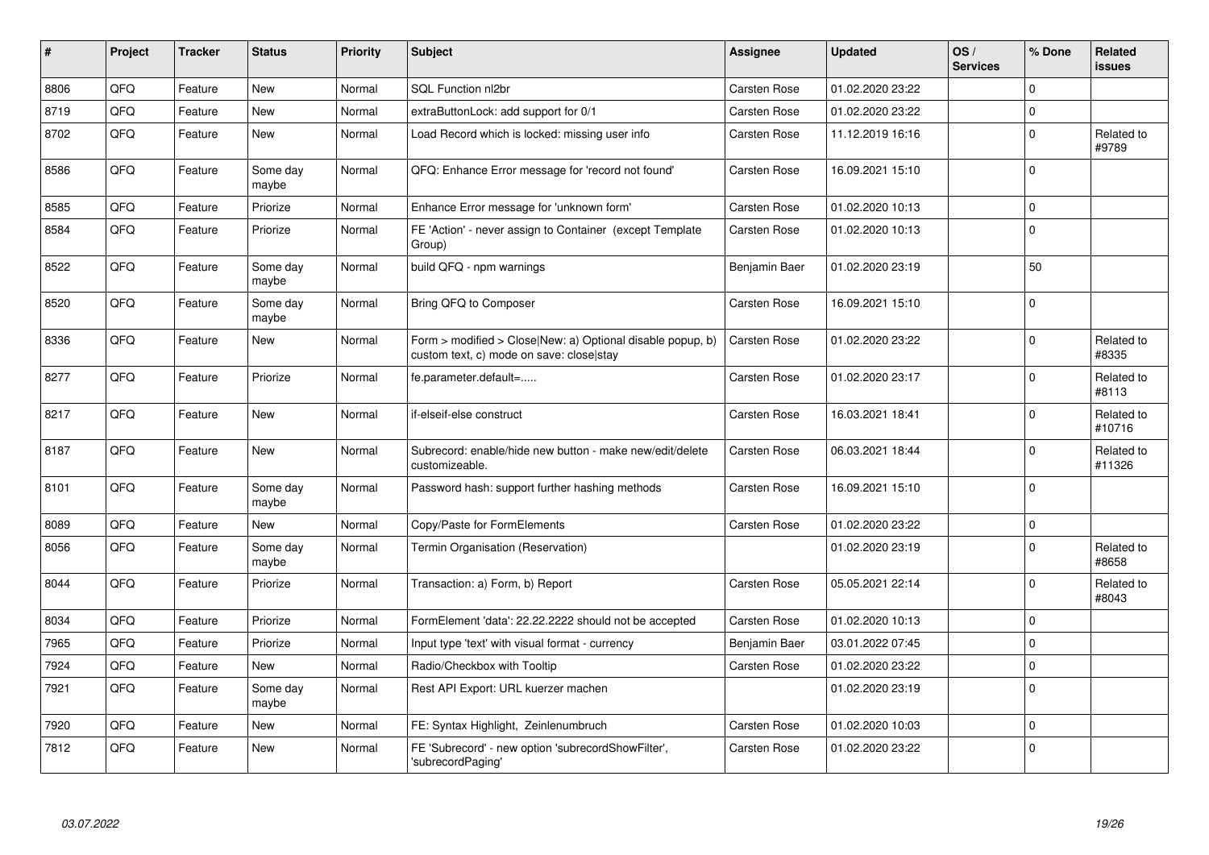| # | Project | Tracker | Status | Priority | Subject | Assignee | Updated | OS / Services | % Done | Related issues |
|---|---|---|---|---|---|---|---|---|---|---|
| 8806 | QFQ | Feature | New | Normal | SQL Function nl2br | Carsten Rose | 01.02.2020 23:22 | | 0 | |
| 8719 | QFQ | Feature | New | Normal | extraButtonLock: add support for 0/1 | Carsten Rose | 01.02.2020 23:22 | | 0 | |
| 8702 | QFQ | Feature | New | Normal | Load Record which is locked: missing user info | Carsten Rose | 11.12.2019 16:16 | | 0 | Related to #9789 |
| 8586 | QFQ | Feature | Some day maybe | Normal | QFQ: Enhance Error message for 'record not found' | Carsten Rose | 16.09.2021 15:10 | | 0 | |
| 8585 | QFQ | Feature | Priorize | Normal | Enhance Error message for 'unknown form' | Carsten Rose | 01.02.2020 10:13 | | 0 | |
| 8584 | QFQ | Feature | Priorize | Normal | FE 'Action' - never assign to Container (except Template Group) | Carsten Rose | 01.02.2020 10:13 | | 0 | |
| 8522 | QFQ | Feature | Some day maybe | Normal | build QFQ - npm warnings | Benjamin Baer | 01.02.2020 23:19 | | 50 | |
| 8520 | QFQ | Feature | Some day maybe | Normal | Bring QFQ to Composer | Carsten Rose | 16.09.2021 15:10 | | 0 | |
| 8336 | QFQ | Feature | New | Normal | Form > modified > Close\|New: a) Optional disable popup, b) custom text, c) mode on save: close\|stay | Carsten Rose | 01.02.2020 23:22 | | 0 | Related to #8335 |
| 8277 | QFQ | Feature | Priorize | Normal | fe.parameter.default=..... | Carsten Rose | 01.02.2020 23:17 | | 0 | Related to #8113 |
| 8217 | QFQ | Feature | New | Normal | if-elseif-else construct | Carsten Rose | 16.03.2021 18:41 | | 0 | Related to #10716 |
| 8187 | QFQ | Feature | New | Normal | Subrecord: enable/hide new button - make new/edit/delete customizeable. | Carsten Rose | 06.03.2021 18:44 | | 0 | Related to #11326 |
| 8101 | QFQ | Feature | Some day maybe | Normal | Password hash: support further hashing methods | Carsten Rose | 16.09.2021 15:10 | | 0 | |
| 8089 | QFQ | Feature | New | Normal | Copy/Paste for FormElements | Carsten Rose | 01.02.2020 23:22 | | 0 | |
| 8056 | QFQ | Feature | Some day maybe | Normal | Termin Organisation (Reservation) | | 01.02.2020 23:19 | | 0 | Related to #8658 |
| 8044 | QFQ | Feature | Priorize | Normal | Transaction: a) Form, b) Report | Carsten Rose | 05.05.2021 22:14 | | 0 | Related to #8043 |
| 8034 | QFQ | Feature | Priorize | Normal | FormElement 'data': 22.22.2222 should not be accepted | Carsten Rose | 01.02.2020 10:13 | | 0 | |
| 7965 | QFQ | Feature | Priorize | Normal | Input type 'text' with visual format - currency | Benjamin Baer | 03.01.2022 07:45 | | 0 | |
| 7924 | QFQ | Feature | New | Normal | Radio/Checkbox with Tooltip | Carsten Rose | 01.02.2020 23:22 | | 0 | |
| 7921 | QFQ | Feature | Some day maybe | Normal | Rest API Export: URL kuerzer machen | | 01.02.2020 23:19 | | 0 | |
| 7920 | QFQ | Feature | New | Normal | FE: Syntax Highlight, Zeinlenumbruch | Carsten Rose | 01.02.2020 10:03 | | 0 | |
| 7812 | QFQ | Feature | New | Normal | FE 'Subrecord' - new option 'subrecordShowFilter', 'subrecordPaging' | Carsten Rose | 01.02.2020 23:22 | | 0 | |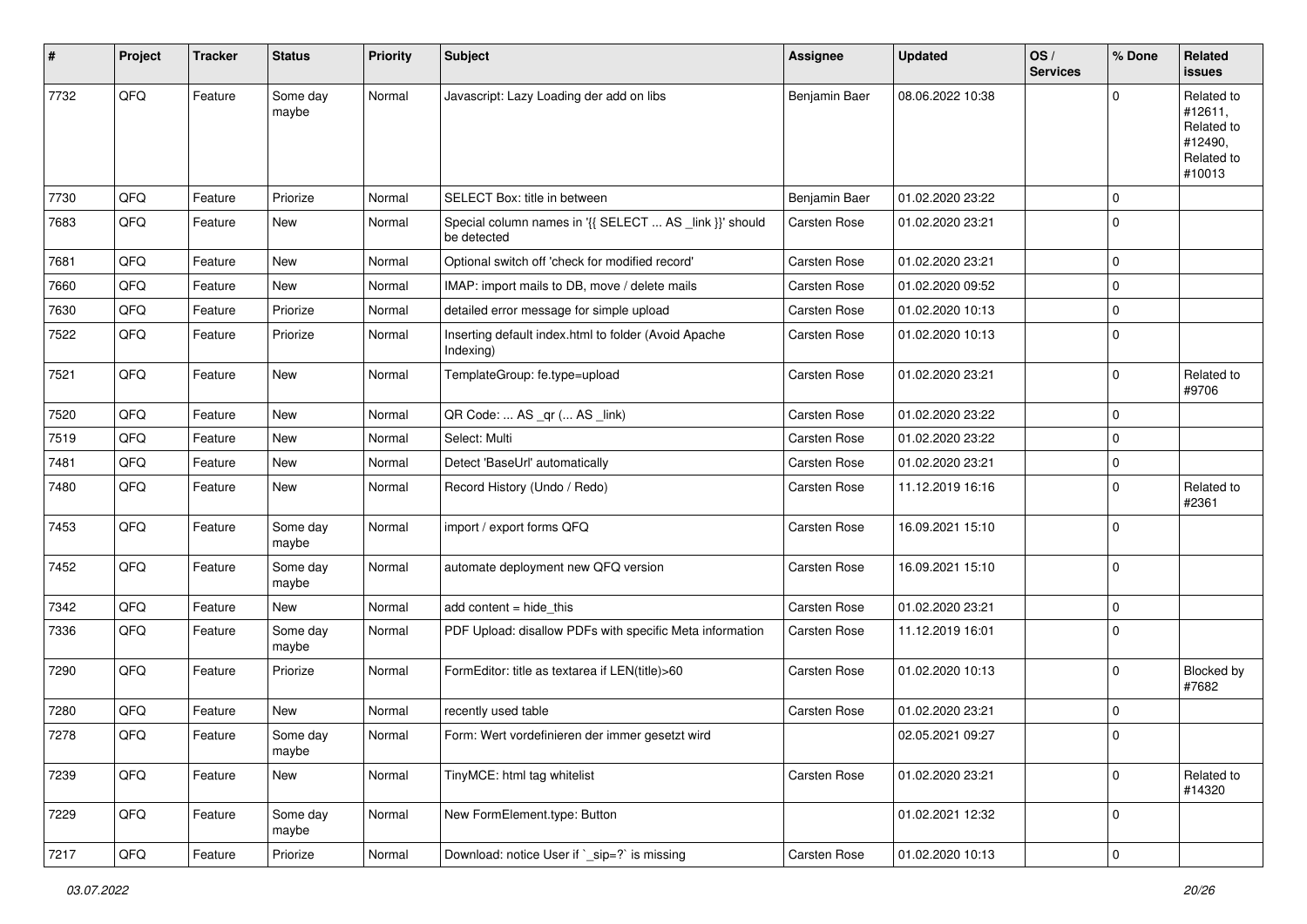| # | Project | Tracker | Status | Priority | Subject | Assignee | Updated | OS / Services | % Done | Related issues |
|---|---|---|---|---|---|---|---|---|---|---|
| 7732 | QFQ | Feature | Some day maybe | Normal | Javascript: Lazy Loading der add on libs | Benjamin Baer | 08.06.2022 10:38 | | 0 | Related to #12611, Related to #12490, Related to #10013 |
| 7730 | QFQ | Feature | Priorize | Normal | SELECT Box: title in between | Benjamin Baer | 01.02.2020 23:22 | | 0 | |
| 7683 | QFQ | Feature | New | Normal | Special column names in '{{ SELECT ... AS _link }}' should be detected | Carsten Rose | 01.02.2020 23:21 | | 0 | |
| 7681 | QFQ | Feature | New | Normal | Optional switch off 'check for modified record' | Carsten Rose | 01.02.2020 23:21 | | 0 | |
| 7660 | QFQ | Feature | New | Normal | IMAP: import mails to DB, move / delete mails | Carsten Rose | 01.02.2020 09:52 | | 0 | |
| 7630 | QFQ | Feature | Priorize | Normal | detailed error message for simple upload | Carsten Rose | 01.02.2020 10:13 | | 0 | |
| 7522 | QFQ | Feature | Priorize | Normal | Inserting default index.html to folder (Avoid Apache Indexing) | Carsten Rose | 01.02.2020 10:13 | | 0 | |
| 7521 | QFQ | Feature | New | Normal | TemplateGroup: fe.type=upload | Carsten Rose | 01.02.2020 23:21 | | 0 | Related to #9706 |
| 7520 | QFQ | Feature | New | Normal | QR Code: ... AS _qr (... AS _link) | Carsten Rose | 01.02.2020 23:22 | | 0 | |
| 7519 | QFQ | Feature | New | Normal | Select: Multi | Carsten Rose | 01.02.2020 23:22 | | 0 | |
| 7481 | QFQ | Feature | New | Normal | Detect 'BaseUrl' automatically | Carsten Rose | 01.02.2020 23:21 | | 0 | |
| 7480 | QFQ | Feature | New | Normal | Record History (Undo / Redo) | Carsten Rose | 11.12.2019 16:16 | | 0 | Related to #2361 |
| 7453 | QFQ | Feature | Some day maybe | Normal | import / export forms QFQ | Carsten Rose | 16.09.2021 15:10 | | 0 | |
| 7452 | QFQ | Feature | Some day maybe | Normal | automate deployment new QFQ version | Carsten Rose | 16.09.2021 15:10 | | 0 | |
| 7342 | QFQ | Feature | New | Normal | add content = hide_this | Carsten Rose | 01.02.2020 23:21 | | 0 | |
| 7336 | QFQ | Feature | Some day maybe | Normal | PDF Upload: disallow PDFs with specific Meta information | Carsten Rose | 11.12.2019 16:01 | | 0 | |
| 7290 | QFQ | Feature | Priorize | Normal | FormEditor: title as textarea if LEN(title)>60 | Carsten Rose | 01.02.2020 10:13 | | 0 | Blocked by #7682 |
| 7280 | QFQ | Feature | New | Normal | recently used table | Carsten Rose | 01.02.2020 23:21 | | 0 | |
| 7278 | QFQ | Feature | Some day maybe | Normal | Form: Wert vordefinieren der immer gesetzt wird | | 02.05.2021 09:27 | | 0 | |
| 7239 | QFQ | Feature | New | Normal | TinyMCE: html tag whitelist | Carsten Rose | 01.02.2020 23:21 | | 0 | Related to #14320 |
| 7229 | QFQ | Feature | Some day maybe | Normal | New FormElement.type: Button | | 01.02.2021 12:32 | | 0 | |
| 7217 | QFQ | Feature | Priorize | Normal | Download: notice User if `_sip=?` is missing | Carsten Rose | 01.02.2020 10:13 | | 0 | |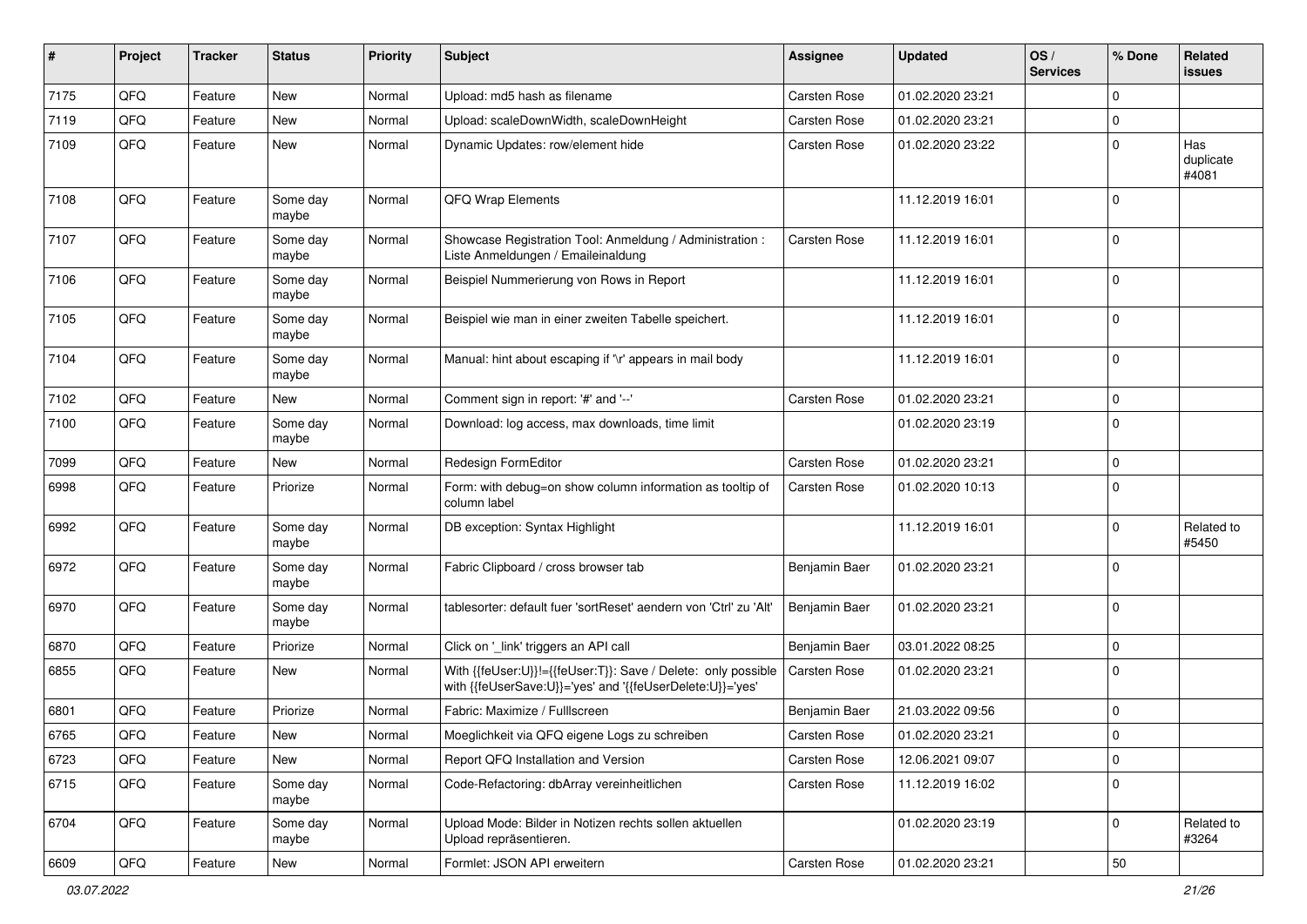| # | Project | Tracker | Status | Priority | Subject | Assignee | Updated | OS / Services | % Done | Related issues |
|---|---|---|---|---|---|---|---|---|---|---|
| 7175 | QFQ | Feature | New | Normal | Upload: md5 hash as filename | Carsten Rose | 01.02.2020 23:21 | | 0 | |
| 7119 | QFQ | Feature | New | Normal | Upload: scaleDownWidth, scaleDownHeight | Carsten Rose | 01.02.2020 23:21 | | 0 | |
| 7109 | QFQ | Feature | New | Normal | Dynamic Updates: row/element hide | Carsten Rose | 01.02.2020 23:22 | | 0 | Has duplicate #4081 |
| 7108 | QFQ | Feature | Some day maybe | Normal | QFQ Wrap Elements | | 11.12.2019 16:01 | | 0 | |
| 7107 | QFQ | Feature | Some day maybe | Normal | Showcase Registration Tool: Anmeldung / Administration : Liste Anmeldungen / Emaileinaldung | Carsten Rose | 11.12.2019 16:01 | | 0 | |
| 7106 | QFQ | Feature | Some day maybe | Normal | Beispiel Nummerierung von Rows in Report | | 11.12.2019 16:01 | | 0 | |
| 7105 | QFQ | Feature | Some day maybe | Normal | Beispiel wie man in einer zweiten Tabelle speichert. | | 11.12.2019 16:01 | | 0 | |
| 7104 | QFQ | Feature | Some day maybe | Normal | Manual: hint about escaping if '\r' appears in mail body | | 11.12.2019 16:01 | | 0 | |
| 7102 | QFQ | Feature | New | Normal | Comment sign in report: '#' and '--' | Carsten Rose | 01.02.2020 23:21 | | 0 | |
| 7100 | QFQ | Feature | Some day maybe | Normal | Download: log access, max downloads, time limit | | 01.02.2020 23:19 | | 0 | |
| 7099 | QFQ | Feature | New | Normal | Redesign FormEditor | Carsten Rose | 01.02.2020 23:21 | | 0 | |
| 6998 | QFQ | Feature | Priorize | Normal | Form: with debug=on show column information as tooltip of column label | Carsten Rose | 01.02.2020 10:13 | | 0 | |
| 6992 | QFQ | Feature | Some day maybe | Normal | DB exception: Syntax Highlight | | 11.12.2019 16:01 | | 0 | Related to #5450 |
| 6972 | QFQ | Feature | Some day maybe | Normal | Fabric Clipboard / cross browser tab | Benjamin Baer | 01.02.2020 23:21 | | 0 | |
| 6970 | QFQ | Feature | Some day maybe | Normal | tablesorter: default fuer 'sortReset' aendern von 'Ctrl' zu 'Alt' | Benjamin Baer | 01.02.2020 23:21 | | 0 | |
| 6870 | QFQ | Feature | Priorize | Normal | Click on '_link' triggers an API call | Benjamin Baer | 03.01.2022 08:25 | | 0 | |
| 6855 | QFQ | Feature | New | Normal | With {{feUser:U}}!={{feUser:T}}: Save / Delete: only possible with {{feUserSave:U}}='yes' and '{{feUserDelete:U}}='yes' | Carsten Rose | 01.02.2020 23:21 | | 0 | |
| 6801 | QFQ | Feature | Priorize | Normal | Fabric: Maximize / Fulllscreen | Benjamin Baer | 21.03.2022 09:56 | | 0 | |
| 6765 | QFQ | Feature | New | Normal | Moeglichkeit via QFQ eigene Logs zu schreiben | Carsten Rose | 01.02.2020 23:21 | | 0 | |
| 6723 | QFQ | Feature | New | Normal | Report QFQ Installation and Version | Carsten Rose | 12.06.2021 09:07 | | 0 | |
| 6715 | QFQ | Feature | Some day maybe | Normal | Code-Refactoring: dbArray vereinheitlichen | Carsten Rose | 11.12.2019 16:02 | | 0 | |
| 6704 | QFQ | Feature | Some day maybe | Normal | Upload Mode: Bilder in Notizen rechts sollen aktuellen Upload repräsentieren. | | 01.02.2020 23:19 | | 0 | Related to #3264 |
| 6609 | QFQ | Feature | New | Normal | Formlet: JSON API erweitern | Carsten Rose | 01.02.2020 23:21 | | 50 | |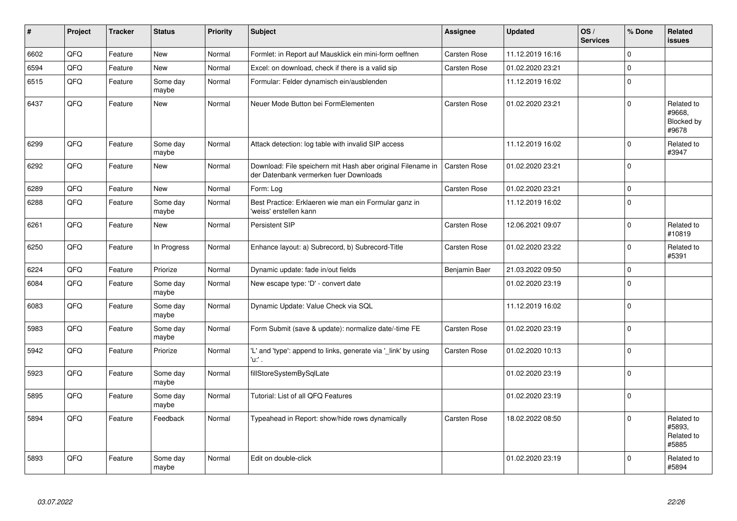| # | Project | Tracker | Status | Priority | Subject | Assignee | Updated | OS / Services | % Done | Related issues |
|---|---|---|---|---|---|---|---|---|---|---|
| 6602 | QFQ | Feature | New | Normal | Formlet: in Report auf Mausklick ein mini-form oeffnen | Carsten Rose | 11.12.2019 16:16 | | 0 | |
| 6594 | QFQ | Feature | New | Normal | Excel: on download, check if there is a valid sip | Carsten Rose | 01.02.2020 23:21 | | 0 | |
| 6515 | QFQ | Feature | Some day maybe | Normal | Formular: Felder dynamisch ein/ausblenden | | 11.12.2019 16:02 | | 0 | |
| 6437 | QFQ | Feature | New | Normal | Neuer Mode Button bei FormElementen | Carsten Rose | 01.02.2020 23:21 | | 0 | Related to #9668, Blocked by #9678 |
| 6299 | QFQ | Feature | Some day maybe | Normal | Attack detection: log table with invalid SIP access | | 11.12.2019 16:02 | | 0 | Related to #3947 |
| 6292 | QFQ | Feature | New | Normal | Download: File speichern mit Hash aber original Filename in der Datenbank vermerken fuer Downloads | Carsten Rose | 01.02.2020 23:21 | | 0 | |
| 6289 | QFQ | Feature | New | Normal | Form: Log | Carsten Rose | 01.02.2020 23:21 | | 0 | |
| 6288 | QFQ | Feature | Some day maybe | Normal | Best Practice: Erklaeren wie man ein Formular ganz in 'weiss' erstellen kann | | 11.12.2019 16:02 | | 0 | |
| 6261 | QFQ | Feature | New | Normal | Persistent SIP | Carsten Rose | 12.06.2021 09:07 | | 0 | Related to #10819 |
| 6250 | QFQ | Feature | In Progress | Normal | Enhance layout: a) Subrecord, b) Subrecord-Title | Carsten Rose | 01.02.2020 23:22 | | 0 | Related to #5391 |
| 6224 | QFQ | Feature | Priorize | Normal | Dynamic update: fade in/out fields | Benjamin Baer | 21.03.2022 09:50 | | 0 | |
| 6084 | QFQ | Feature | Some day maybe | Normal | New escape type: 'D' - convert date | | 01.02.2020 23:19 | | 0 | |
| 6083 | QFQ | Feature | Some day maybe | Normal | Dynamic Update: Value Check via SQL | | 11.12.2019 16:02 | | 0 | |
| 5983 | QFQ | Feature | Some day maybe | Normal | Form Submit (save & update): normalize date/-time FE | Carsten Rose | 01.02.2020 23:19 | | 0 | |
| 5942 | QFQ | Feature | Priorize | Normal | 'L' and 'type': append to links, generate via '_link' by using 'u:' . | Carsten Rose | 01.02.2020 10:13 | | 0 | |
| 5923 | QFQ | Feature | Some day maybe | Normal | fillStoreSystemBySqlLate | | 01.02.2020 23:19 | | 0 | |
| 5895 | QFQ | Feature | Some day maybe | Normal | Tutorial: List of all QFQ Features | | 01.02.2020 23:19 | | 0 | |
| 5894 | QFQ | Feature | Feedback | Normal | Typeahead in Report: show/hide rows dynamically | Carsten Rose | 18.02.2022 08:50 | | 0 | Related to #5893, Related to #5885 |
| 5893 | QFQ | Feature | Some day maybe | Normal | Edit on double-click | | 01.02.2020 23:19 | | 0 | Related to #5894 |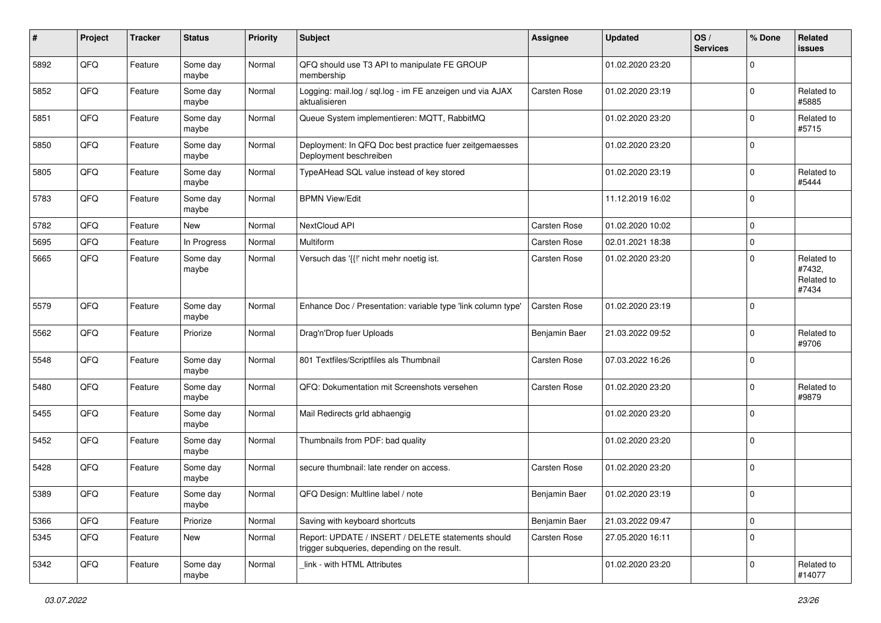| # | Project | Tracker | Status | Priority | Subject | Assignee | Updated | OS / Services | % Done | Related issues |
|---|---|---|---|---|---|---|---|---|---|---|
| 5892 | QFQ | Feature | Some day maybe | Normal | QFQ should use T3 API to manipulate FE GROUP membership | | 01.02.2020 23:20 | | 0 | |
| 5852 | QFQ | Feature | Some day maybe | Normal | Logging: mail.log / sql.log - im FE anzeigen und via AJAX aktualisieren | Carsten Rose | 01.02.2020 23:19 | | 0 | Related to #5885 |
| 5851 | QFQ | Feature | Some day maybe | Normal | Queue System implementieren: MQTT, RabbitMQ | | 01.02.2020 23:20 | | 0 | Related to #5715 |
| 5850 | QFQ | Feature | Some day maybe | Normal | Deployment: In QFQ Doc best practice fuer zeitgemaesses Deployment beschreiben | | 01.02.2020 23:20 | | 0 | |
| 5805 | QFQ | Feature | Some day maybe | Normal | TypeAHead SQL value instead of key stored | | 01.02.2020 23:19 | | 0 | Related to #5444 |
| 5783 | QFQ | Feature | Some day maybe | Normal | BPMN View/Edit | | 11.12.2019 16:02 | | 0 | |
| 5782 | QFQ | Feature | New | Normal | NextCloud API | Carsten Rose | 01.02.2020 10:02 | | 0 | |
| 5695 | QFQ | Feature | In Progress | Normal | Multiform | Carsten Rose | 02.01.2021 18:38 | | 0 | |
| 5665 | QFQ | Feature | Some day maybe | Normal | Versuch das '{{!' nicht mehr noetig ist. | Carsten Rose | 01.02.2020 23:20 | | 0 | Related to #7432, Related to #7434 |
| 5579 | QFQ | Feature | Some day maybe | Normal | Enhance Doc / Presentation: variable type 'link column type' | Carsten Rose | 01.02.2020 23:19 | | 0 | |
| 5562 | QFQ | Feature | Priorize | Normal | Drag'n'Drop fuer Uploads | Benjamin Baer | 21.03.2022 09:52 | | 0 | Related to #9706 |
| 5548 | QFQ | Feature | Some day maybe | Normal | 801 Textfiles/Scriptfiles als Thumbnail | Carsten Rose | 07.03.2022 16:26 | | 0 | |
| 5480 | QFQ | Feature | Some day maybe | Normal | QFQ: Dokumentation mit Screenshots versehen | Carsten Rose | 01.02.2020 23:20 | | 0 | Related to #9879 |
| 5455 | QFQ | Feature | Some day maybe | Normal | Mail Redirects grId abhaengig | | 01.02.2020 23:20 | | 0 | |
| 5452 | QFQ | Feature | Some day maybe | Normal | Thumbnails from PDF: bad quality | | 01.02.2020 23:20 | | 0 | |
| 5428 | QFQ | Feature | Some day maybe | Normal | secure thumbnail: late render on access. | Carsten Rose | 01.02.2020 23:20 | | 0 | |
| 5389 | QFQ | Feature | Some day maybe | Normal | QFQ Design: Multline label / note | Benjamin Baer | 01.02.2020 23:19 | | 0 | |
| 5366 | QFQ | Feature | Priorize | Normal | Saving with keyboard shortcuts | Benjamin Baer | 21.03.2022 09:47 | | 0 | |
| 5345 | QFQ | Feature | New | Normal | Report: UPDATE / INSERT / DELETE statements should trigger subqueries, depending on the result. | Carsten Rose | 27.05.2020 16:11 | | 0 | |
| 5342 | QFQ | Feature | Some day maybe | Normal | _link - with HTML Attributes | | 01.02.2020 23:20 | | 0 | Related to #14077 |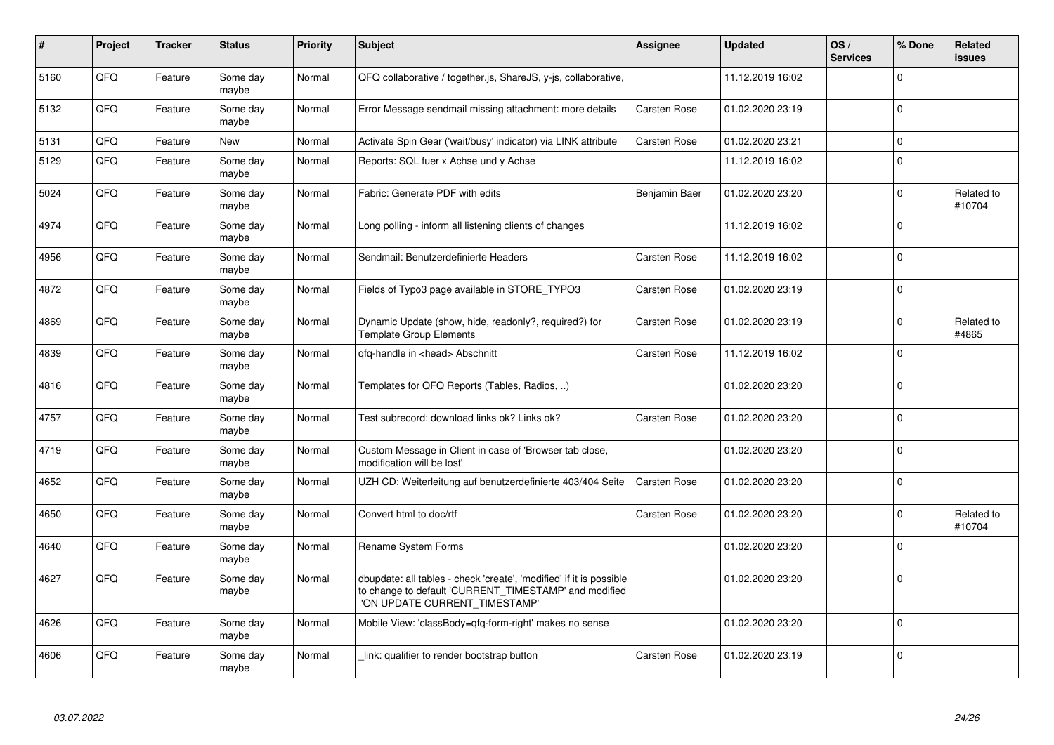| # | Project | Tracker | Status | Priority | Subject | Assignee | Updated | OS / Services | % Done | Related issues |
|---|---|---|---|---|---|---|---|---|---|---|
| 5160 | QFQ | Feature | Some day maybe | Normal | QFQ collaborative / together.js, ShareJS, y-js, collaborative, | | 11.12.2019 16:02 | | 0 | |
| 5132 | QFQ | Feature | Some day maybe | Normal | Error Message sendmail missing attachment: more details | Carsten Rose | 01.02.2020 23:19 | | 0 | |
| 5131 | QFQ | Feature | New | Normal | Activate Spin Gear ('wait/busy' indicator) via LINK attribute | Carsten Rose | 01.02.2020 23:21 | | 0 | |
| 5129 | QFQ | Feature | Some day maybe | Normal | Reports: SQL fuer x Achse und y Achse | | 11.12.2019 16:02 | | 0 | |
| 5024 | QFQ | Feature | Some day maybe | Normal | Fabric: Generate PDF with edits | Benjamin Baer | 01.02.2020 23:20 | | 0 | Related to #10704 |
| 4974 | QFQ | Feature | Some day maybe | Normal | Long polling - inform all listening clients of changes | | 11.12.2019 16:02 | | 0 | |
| 4956 | QFQ | Feature | Some day maybe | Normal | Sendmail: Benutzerdefinierte Headers | Carsten Rose | 11.12.2019 16:02 | | 0 | |
| 4872 | QFQ | Feature | Some day maybe | Normal | Fields of Typo3 page available in STORE_TYPO3 | Carsten Rose | 01.02.2020 23:19 | | 0 | |
| 4869 | QFQ | Feature | Some day maybe | Normal | Dynamic Update (show, hide, readonly?, required?) for Template Group Elements | Carsten Rose | 01.02.2020 23:19 | | 0 | Related to #4865 |
| 4839 | QFQ | Feature | Some day maybe | Normal | qfq-handle in <head> Abschnitt | Carsten Rose | 11.12.2019 16:02 | | 0 | |
| 4816 | QFQ | Feature | Some day maybe | Normal | Templates for QFQ Reports (Tables, Radios, ..) | | 01.02.2020 23:20 | | 0 | |
| 4757 | QFQ | Feature | Some day maybe | Normal | Test subrecord: download links ok? Links ok? | Carsten Rose | 01.02.2020 23:20 | | 0 | |
| 4719 | QFQ | Feature | Some day maybe | Normal | Custom Message in Client in case of 'Browser tab close, modification will be lost' | | 01.02.2020 23:20 | | 0 | |
| 4652 | QFQ | Feature | Some day maybe | Normal | UZH CD: Weiterleitung auf benutzerdefinierte 403/404 Seite | Carsten Rose | 01.02.2020 23:20 | | 0 | |
| 4650 | QFQ | Feature | Some day maybe | Normal | Convert html to doc/rtf | Carsten Rose | 01.02.2020 23:20 | | 0 | Related to #10704 |
| 4640 | QFQ | Feature | Some day maybe | Normal | Rename System Forms | | 01.02.2020 23:20 | | 0 | |
| 4627 | QFQ | Feature | Some day maybe | Normal | dbupdate: all tables - check 'create', 'modified' if it is possible to change to default 'CURRENT_TIMESTAMP' and modified 'ON UPDATE CURRENT_TIMESTAMP' | | 01.02.2020 23:20 | | 0 | |
| 4626 | QFQ | Feature | Some day maybe | Normal | Mobile View: 'classBody=qfq-form-right' makes no sense | | 01.02.2020 23:20 | | 0 | |
| 4606 | QFQ | Feature | Some day maybe | Normal | link: qualifier to render bootstrap button | Carsten Rose | 01.02.2020 23:19 | | 0 | |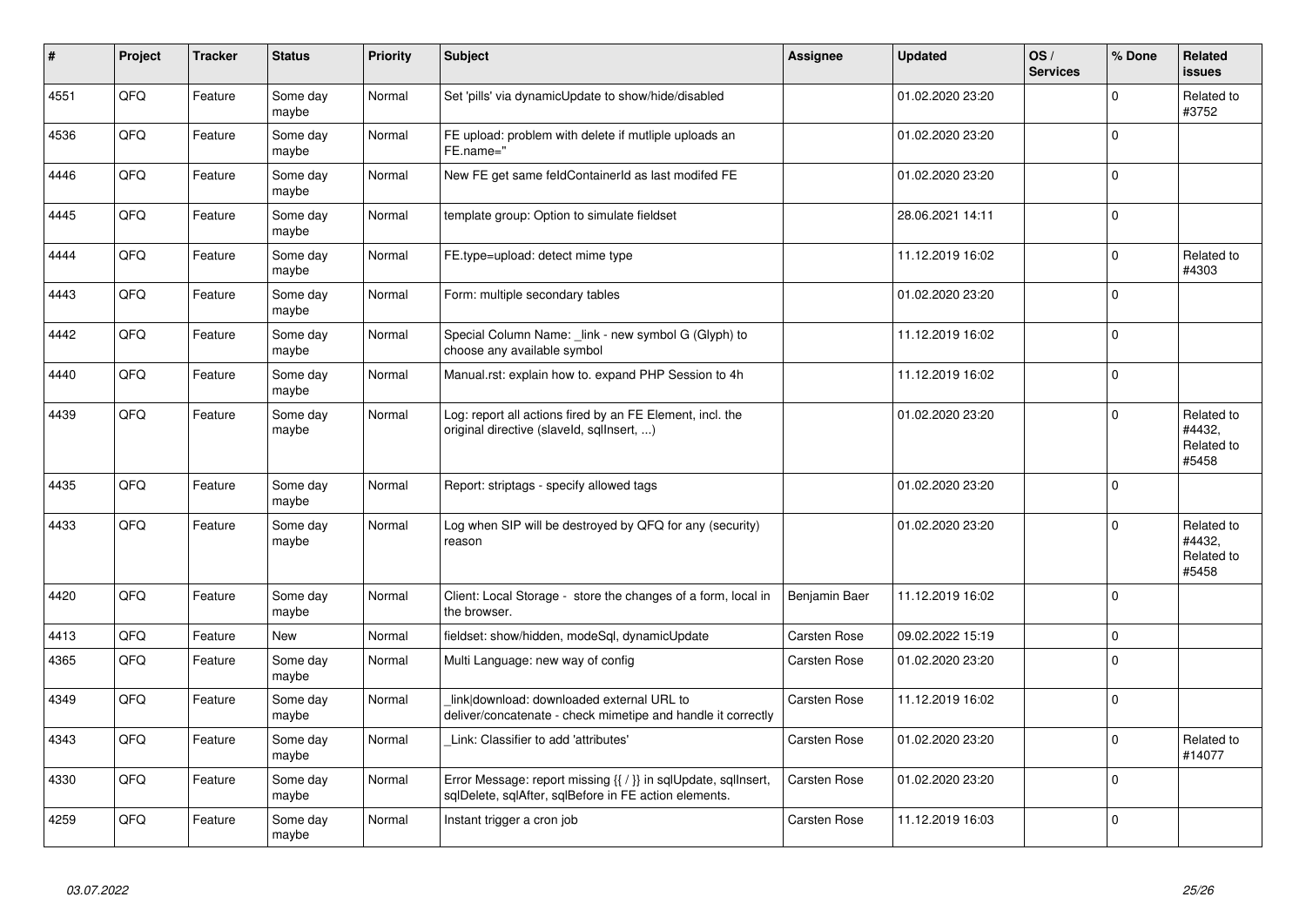| # | Project | Tracker | Status | Priority | Subject | Assignee | Updated | OS / Services | % Done | Related issues |
|---|---|---|---|---|---|---|---|---|---|---|
| 4551 | QFQ | Feature | Some day maybe | Normal | Set 'pills' via dynamicUpdate to show/hide/disabled | | 01.02.2020 23:20 | | 0 | Related to #3752 |
| 4536 | QFQ | Feature | Some day maybe | Normal | FE upload: problem with delete if mutliple uploads an FE.name=" | | 01.02.2020 23:20 | | 0 | |
| 4446 | QFQ | Feature | Some day maybe | Normal | New FE get same feldContainerId as last modifed FE | | 01.02.2020 23:20 | | 0 | |
| 4445 | QFQ | Feature | Some day maybe | Normal | template group: Option to simulate fieldset | | 28.06.2021 14:11 | | 0 | |
| 4444 | QFQ | Feature | Some day maybe | Normal | FE.type=upload: detect mime type | | 11.12.2019 16:02 | | 0 | Related to #4303 |
| 4443 | QFQ | Feature | Some day maybe | Normal | Form: multiple secondary tables | | 01.02.2020 23:20 | | 0 | |
| 4442 | QFQ | Feature | Some day maybe | Normal | Special Column Name: _link - new symbol G (Glyph) to choose any available symbol | | 11.12.2019 16:02 | | 0 | |
| 4440 | QFQ | Feature | Some day maybe | Normal | Manual.rst: explain how to. expand PHP Session to 4h | | 11.12.2019 16:02 | | 0 | |
| 4439 | QFQ | Feature | Some day maybe | Normal | Log: report all actions fired by an FE Element, incl. the original directive (slaveId, sqlInsert, ...) | | 01.02.2020 23:20 | | 0 | Related to #4432, Related to #5458 |
| 4435 | QFQ | Feature | Some day maybe | Normal | Report: striptags - specify allowed tags | | 01.02.2020 23:20 | | 0 | |
| 4433 | QFQ | Feature | Some day maybe | Normal | Log when SIP will be destroyed by QFQ for any (security) reason | | 01.02.2020 23:20 | | 0 | Related to #4432, Related to #5458 |
| 4420 | QFQ | Feature | Some day maybe | Normal | Client: Local Storage - store the changes of a form, local in the browser. | Benjamin Baer | 11.12.2019 16:02 | | 0 | |
| 4413 | QFQ | Feature | New | Normal | fieldset: show/hidden, modeSql, dynamicUpdate | Carsten Rose | 09.02.2022 15:19 | | 0 | |
| 4365 | QFQ | Feature | Some day maybe | Normal | Multi Language: new way of config | Carsten Rose | 01.02.2020 23:20 | | 0 | |
| 4349 | QFQ | Feature | Some day maybe | Normal | link\|download: downloaded external URL to deliver/concatenate - check mimetipe and handle it correctly | Carsten Rose | 11.12.2019 16:02 | | 0 | |
| 4343 | QFQ | Feature | Some day maybe | Normal | Link: Classifier to add 'attributes' | Carsten Rose | 01.02.2020 23:20 | | 0 | Related to #14077 |
| 4330 | QFQ | Feature | Some day maybe | Normal | Error Message: report missing {{ / }} in sqlUpdate, sqlInsert, sqlDelete, sqlAfter, sqlBefore in FE action elements. | Carsten Rose | 01.02.2020 23:20 | | 0 | |
| 4259 | QFQ | Feature | Some day maybe | Normal | Instant trigger a cron job | Carsten Rose | 11.12.2019 16:03 | | 0 | |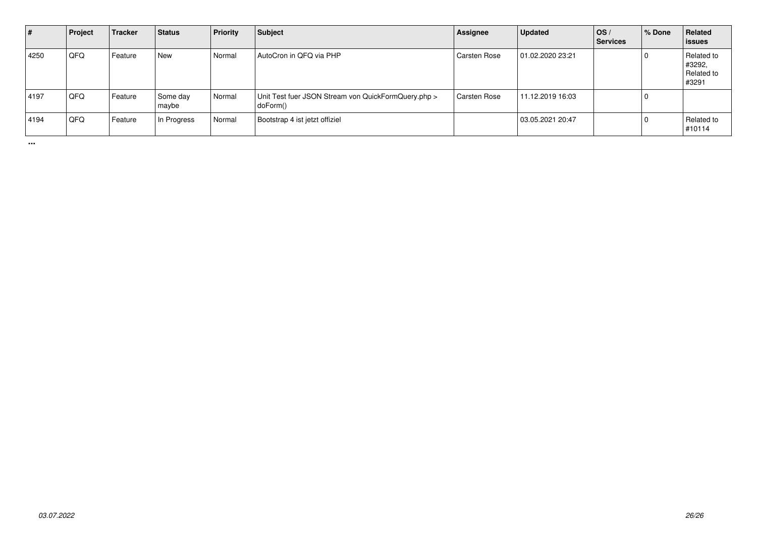| # | Project | Tracker | Status | Priority | Subject | Assignee | Updated | OS / Services | % Done | Related issues |
|---|---|---|---|---|---|---|---|---|---|---|
| 4250 | QFQ | Feature | New | Normal | AutoCron in QFQ via PHP | Carsten Rose | 01.02.2020 23:21 | | 0 | Related to #3292, Related to #3291 |
| 4197 | QFQ | Feature | Some day maybe | Normal | Unit Test fuer JSON Stream von QuickFormQuery.php > doForm() | Carsten Rose | 11.12.2019 16:03 | | 0 | |
| 4194 | QFQ | Feature | In Progress | Normal | Bootstrap 4 ist jetzt offiziel | | 03.05.2021 20:47 | | 0 | Related to #10114 |

...